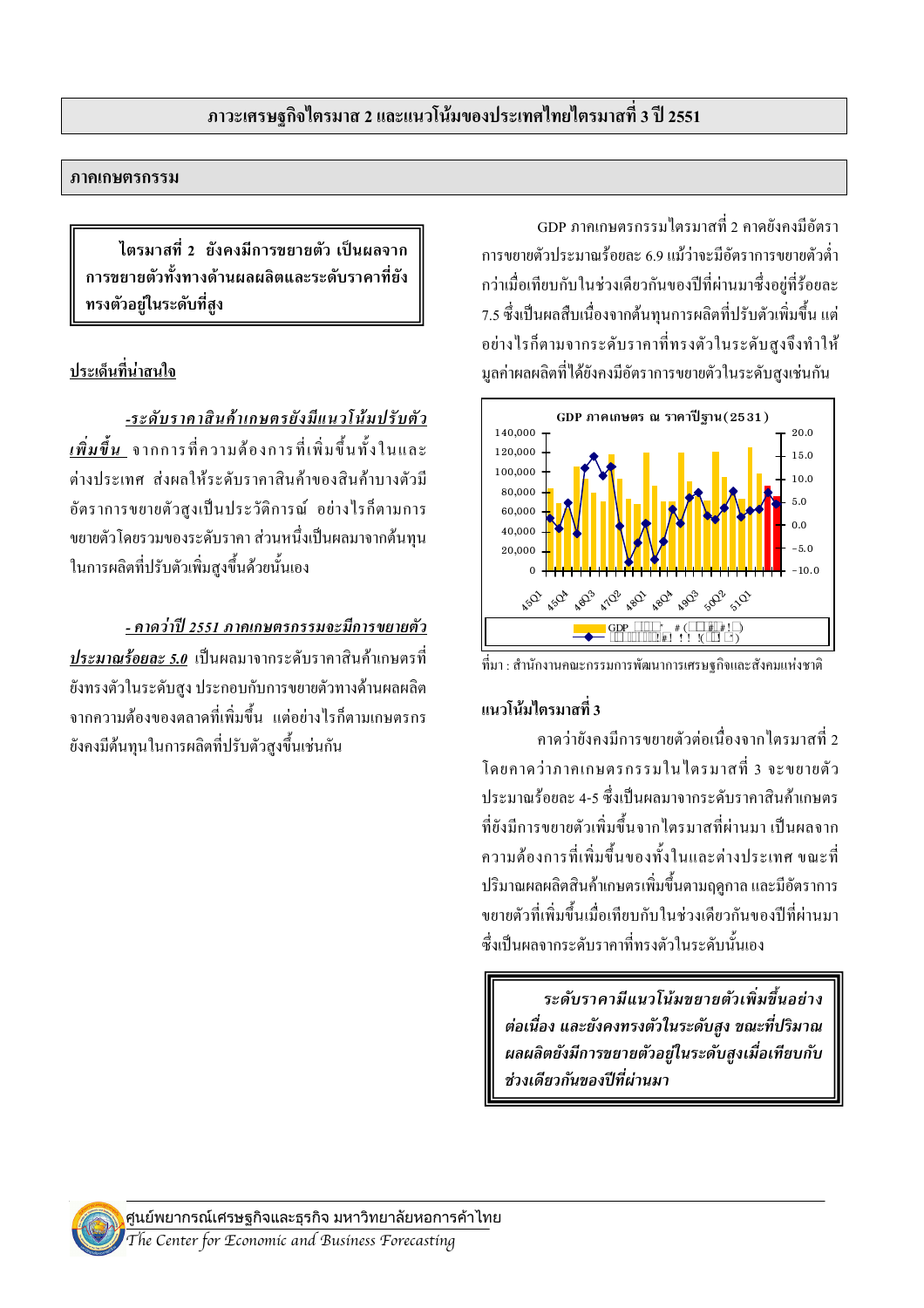# ภาวะเศรษฐกิจไตรมาส 2 และแนวโน้มของประเทศไทยไตรมาสที่ 3 ปี 2551

## ภาคเกษตรกรรม

**ไตรมาสที่ 2 ยังคงมีการขยายตัว เป็นผลจากการขยายตัวทั้งทางด้านผลผลิตและระดับราคาที่ยังทรงตัวอยู่ในระดับที่สูง**

<u>**ประเด็นที่น่าสนใจ**</u>

***<u>-ระดับราคาสินค้าเกษตรยังมีแนวโน้มปรับตัวเพิ่มขึ้น</u>*** จากการที่ความต้องการที่เพิ่มขึ้นทั้งในและต่างประเทศ ส่งผลให้ระดับราคาสินค้าของสินค้าบางตัวมีอัตราการขยายตัวสูงเป็นประวัติการณ์ อย่างไรก็ตามการขยายตัวโดยรวมของระดับราคา ส่วนหนึ่งเป็นผลมาจากต้นทุนในการผลิตที่ปรับตัวเพิ่มสูงขึ้นด้วยนั่นเอง

***<u>- คาดว่าปี 2551 ภาคเกษตรกรรมจะมีการขยายตัวประมาณร้อยละ 5.0</u>*** เป็นผลมาจากระดับราคาสินค้าเกษตรที่ยังทรงตัวในระดับสูง ประกอบกับการขยายตัวทางด้านผลผลิตจากความต้องของตลาดที่เพิ่มขึ้น แต่อย่างไรก็ตามเกษตรกรยังคงมีต้นทุนในการผลิตที่ปรับตัวสูงขึ้นเช่นกัน

GDP ภาคเกษตรกรรมไตรมาสที่ 2 คาดยังคงมีอัตราการขยายตัวประมาณร้อยละ 6.9 แม้ว่าจะมีอัตราการขยายตัวต่ำกว่าเมื่อเทียบกับในช่วงเดียวกันของปีที่ผ่านมาซึ่งอยู่ที่ร้อยละ 7.5 ซึ่งเป็นผลสืบเนื่องจากต้นทุนการผลิตที่ปรับตัวเพิ่มขึ้น แต่อย่างไรก็ตามจากระดับราคาที่ทรงตัวในระดับสูงจึงทำให้มูลค่าผลผลิตที่ได้ยังคงมีอัตราการขยายตัวในระดับสูงเช่นกัน

**GDP ภาคเกษตร ณ ราคาปีฐาน(2531)**

ที่มา : สำนักงานคณะกรรมการพัฒนาการเศรษฐกิจและสังคมแห่งชาติ

### แนวโน้มไตรมาสที่ 3

คาดว่ายังคงมีการขยายตัวต่อเนื่องจากไตรมาสที่ 2 โดยคาดว่าภาคเกษตรกรรมในไตรมาสที่ 3 จะขยายตัวประมาณร้อยละ 4-5 ซึ่งเป็นผลมาจากระดับราคาสินค้าเกษตรที่ยังมีการขยายตัวเพิ่มขึ้นจากไตรมาสที่ผ่านมา เป็นผลจากความต้องการที่เพิ่มขึ้นของทั้งในและต่างประเทศ ขณะที่ปริมาณผลผลิตสินค้าเกษตรเพิ่มขึ้นตามฤดูกาล และมีอัตราการขยายตัวที่เพิ่มขึ้นเมื่อเทียบกับในช่วงเดียวกันของปีที่ผ่านมา ซึ่งเป็นผลจากระดับราคาที่ทรงตัวในระดับนั้นเอง

***ระดับราคามีแนวโน้มขยายตัวเพิ่มขึ้นอย่างต่อเนื่อง และยังคงทรงตัวในระดับสูง ขณะที่ปริมาณผลผลิตยังมีการขยายตัวอยู่ในระดับสูงเมื่อเทียบกับช่วงเดียวกันของปีที่ผ่านมา***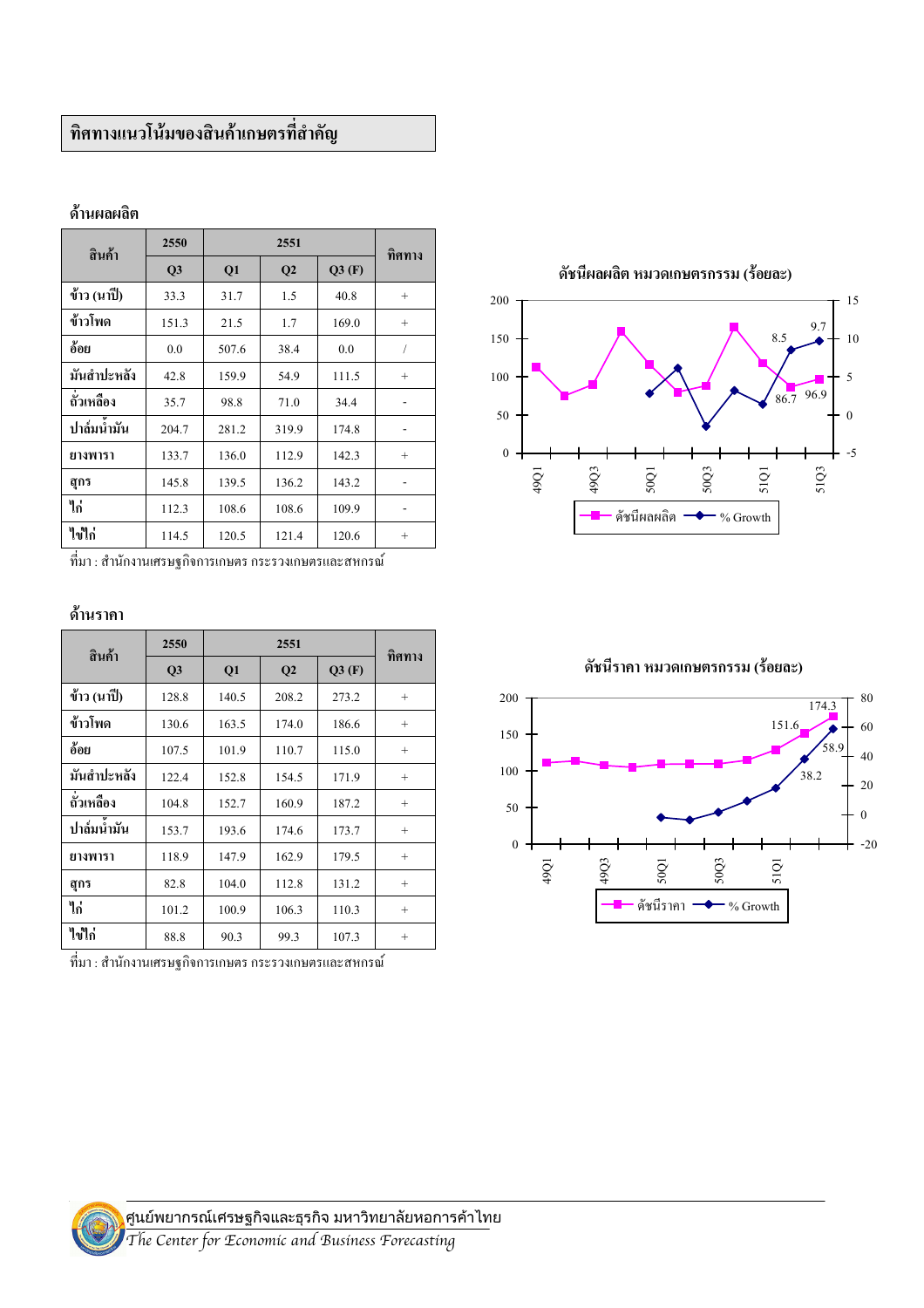# ทิศทางแนวโน้มของสินค้าเกษตรที่สำคัญ

## ด้านผลผลิต

| สินค้า | 2550 | 2551 | | | ทิศทาง |
|---|---|---|---|---|---|
| | Q3 | Q1 | Q2 | Q3 (F) | |
| ข้าว (นาปี) | 33.3 | 31.7 | 1.5 | 40.8 | + |
| ข้าวโพด | 151.3 | 21.5 | 1.7 | 169.0 | + |
| อ้อย | 0.0 | 507.6 | 38.4 | 0.0 | / |
| มันสำปะหลัง | 42.8 | 159.9 | 54.9 | 111.5 | + |
| ถั่วเหลือง | 35.7 | 98.8 | 71.0 | 34.4 | - |
| ปาล์มน้ำมัน | 204.7 | 281.2 | 319.9 | 174.8 | - |
| ยางพารา | 133.7 | 136.0 | 112.9 | 142.3 | + |
| สุกร | 145.8 | 139.5 | 136.2 | 143.2 | - |
| ไก่ | 112.3 | 108.6 | 108.6 | 109.9 | - |
| ไข่ไก่ | 114.5 | 120.5 | 121.4 | 120.6 | + |

ที่มา : สำนักงานเศรษฐกิจการเกษตร กระทรวงเกษตรและสหกรณ์

ดัชนีผลผลิต หมวดเกษตรกรรม (ร้อยละ)

## ด้านราคา

| สินค้า | 2550 | 2551 | | | ทิศทาง |
|---|---|---|---|---|---|
| | Q3 | Q1 | Q2 | Q3 (F) | |
| ข้าว (นาปี) | 128.8 | 140.5 | 208.2 | 273.2 | + |
| ข้าวโพด | 130.6 | 163.5 | 174.0 | 186.6 | + |
| อ้อย | 107.5 | 101.9 | 110.7 | 115.0 | + |
| มันสำปะหลัง | 122.4 | 152.8 | 154.5 | 171.9 | + |
| ถั่วเหลือง | 104.8 | 152.7 | 160.9 | 187.2 | + |
| ปาล์มน้ำมัน | 153.7 | 193.6 | 174.6 | 173.7 | + |
| ยางพารา | 118.9 | 147.9 | 162.9 | 179.5 | + |
| สุกร | 82.8 | 104.0 | 112.8 | 131.2 | + |
| ไก่ | 101.2 | 100.9 | 106.3 | 110.3 | + |
| ไข่ไก่ | 88.8 | 90.3 | 99.3 | 107.3 | + |

ที่มา : สำนักงานเศรษฐกิจการเกษตร กระทรวงเกษตรและสหกรณ์

ดัชนีราคา หมวดเกษตรกรรม (ร้อยละ)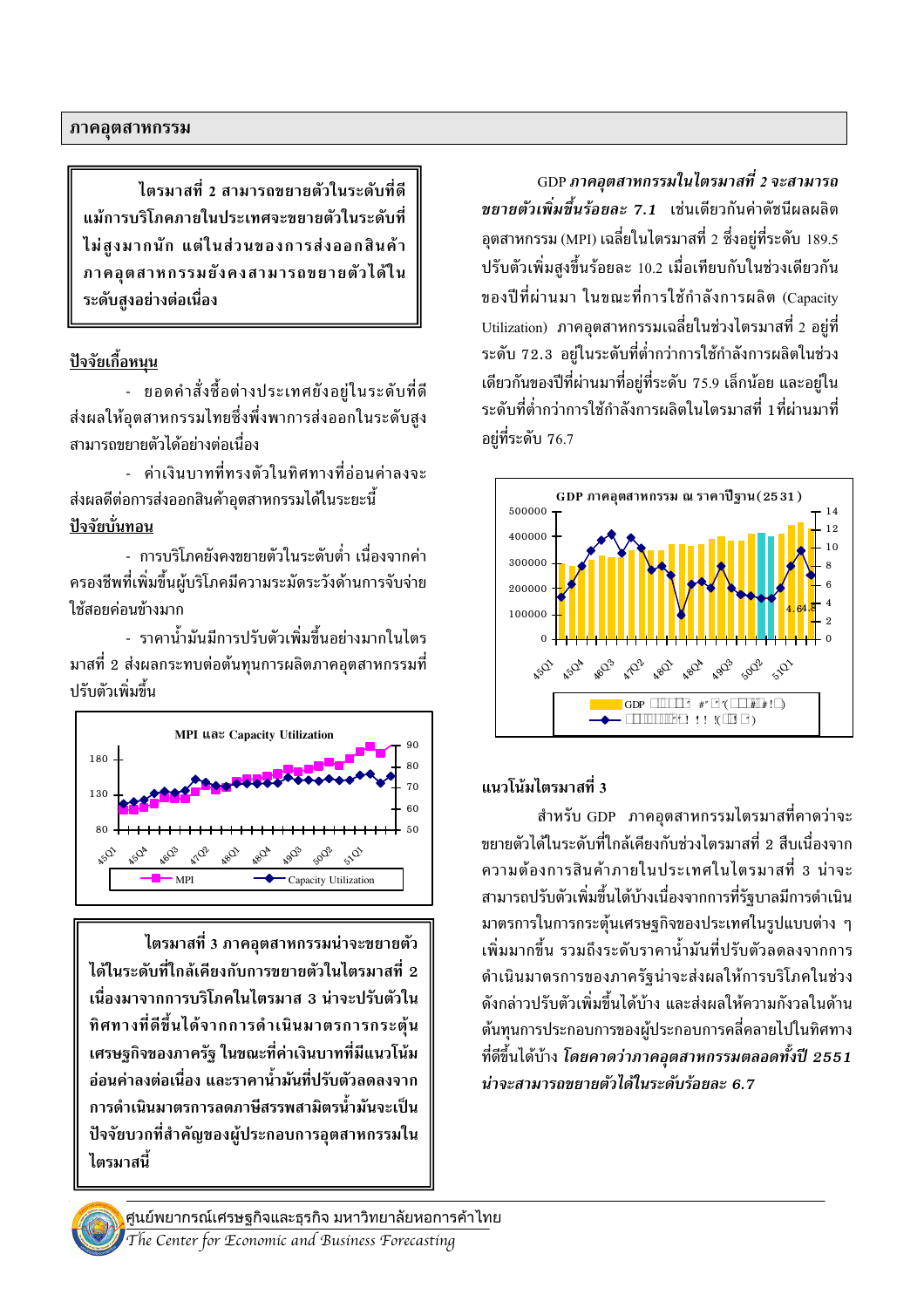## ภาคอุตสาหกรรม

**ไตรมาสที่ 2 สามารถขยายตัวในระดับที่ดี แม้การบริโภคภายในประเทศจะขยายตัวในระดับที่ไม่สูงมากนัก แต่ในส่วนของการส่งออกสินค้าภาคอุตสาหกรรมยังคงสามารถขยายตัวได้ในระดับสูงอย่างต่อเนื่อง**

**ปัจจัยเกื้อหนุน**

- ยอดคำสั่งซื้อต่างประเทศยังอยู่ในระดับที่ดี ส่งผลให้อุตสาหกรรมไทยซึ่งพึ่งพาการส่งออกในระดับสูง สามารถขยายตัวได้อย่างต่อเนื่อง
- ค่าเงินบาทที่ทรงตัวในทิศทางที่อ่อนค่าลงจะส่งผลดีต่อการส่งออกสินค้าอุตสาหกรรมได้ในระยะนี้

**ปัจจัยบั่นทอน**

- การบริโภคยังคงขยายตัวในระดับต่ำ เนื่องจากค่าครองชีพที่เพิ่มขึ้นผู้บริโภคมีความระมัดระวังด้านการจับจ่ายใช้สอยค่อนข้างมาก
- ราคาน้ำมันมีการปรับตัวเพิ่มขึ้นอย่างมากในไตรมาสที่ 2 ส่งผลกระทบต่อต้นทุนการผลิตภาคอุตสาหกรรมที่ปรับตัวเพิ่มขึ้น

MPI และ Capacity Utilization

**ไตรมาสที่ 3 ภาคอุตสาหกรรมน่าจะขยายตัวได้ในระดับที่ใกล้เคียงกับการขยายตัวในไตรมาสที่ 2 เนื่องมาจากการบริโภคในไตรมาส 3 น่าจะปรับตัวในทิศทางที่ดีขึ้นได้จากการดำเนินมาตรการกระตุ้นเศรษฐกิจของภาครัฐ ในขณะที่ค่าเงินบาทที่มีแนวโน้มอ่อนค่าลงต่อเนื่อง และราคาน้ำมันที่ปรับตัวลดลงจากการดำเนินมาตรการลดภาษีสรรพสามิตรน้ำมันจะเป็นปัจจัยบวกที่สำคัญของผู้ประกอบการอุตสาหกรรมในไตรมาสนี้**

GDP ***ภาคอุตสาหกรรมในไตรมาสที่ 2 จะสามารถขยายตัวเพิ่มขึ้นร้อยละ 7.1*** เช่นเดียวกันค่าดัชนีผลผลิตอุตสาหกรรม (MPI) เฉลี่ยในไตรมาสที่ 2 ซึ่งอยู่ที่ระดับ 189.5 ปรับตัวเพิ่มสูงขึ้นร้อยละ 10.2 เมื่อเทียบกับในช่วงเดียวกันของปีที่ผ่านมา ในขณะที่การใช้กำลังการผลิต (Capacity Utilization) ภาคอุตสาหกรรมเฉลี่ยในช่วงไตรมาสที่ 2 อยู่ที่ระดับ 72.3 อยู่ในระดับที่ต่ำกว่าการใช้กำลังการผลิตในช่วงเดียวกันของปีที่ผ่านมาที่อยู่ที่ระดับ 75.9 เล็กน้อย และอยู่ในระดับที่ต่ำกว่าการใช้กำลังการผลิตในไตรมาสที่ 1 ที่ผ่านมาที่อยู่ที่ระดับ 76.7

GDP ภาคอุตสาหกรรม ณ ราคาปีฐาน(2531)

## แนวโน้มไตรมาสที่ 3

สำหรับ GDP ภาคอุตสาหกรรมไตรมาสที่คาดว่าจะขยายตัวได้ในระดับที่ใกล้เคียงกับช่วงไตรมาสที่ 2 สืบเนื่องจากความต้องการสินค้าภายในประเทศในไตรมาสที่ 3 น่าจะสามารถปรับตัวเพิ่มขึ้นได้บ้างเนื่องจากการที่รัฐบาลมีการดำเนินมาตรการในการกระตุ้นเศรษฐกิจของประเทศในรูปแบบต่าง ๆ เพิ่มมากขึ้น รวมถึงระดับราคาน้ำมันที่ปรับตัวลดลงจากการดำเนินมาตรการของภาครัฐน่าจะส่งผลให้การบริโภคในช่วงดังกล่าวปรับตัวเพิ่มขึ้นได้บ้าง และส่งผลให้ความกังวลในด้านต้นทุนการประกอบการของผู้ประกอบการคลี่คลายไปในทิศทางที่ดีขึ้นได้บ้าง ***โดยคาดว่าภาคอุตสาหกรรมตลอดทั้งปี 2551 น่าจะสามารถขยายตัวได้ในระดับร้อยละ 6.7***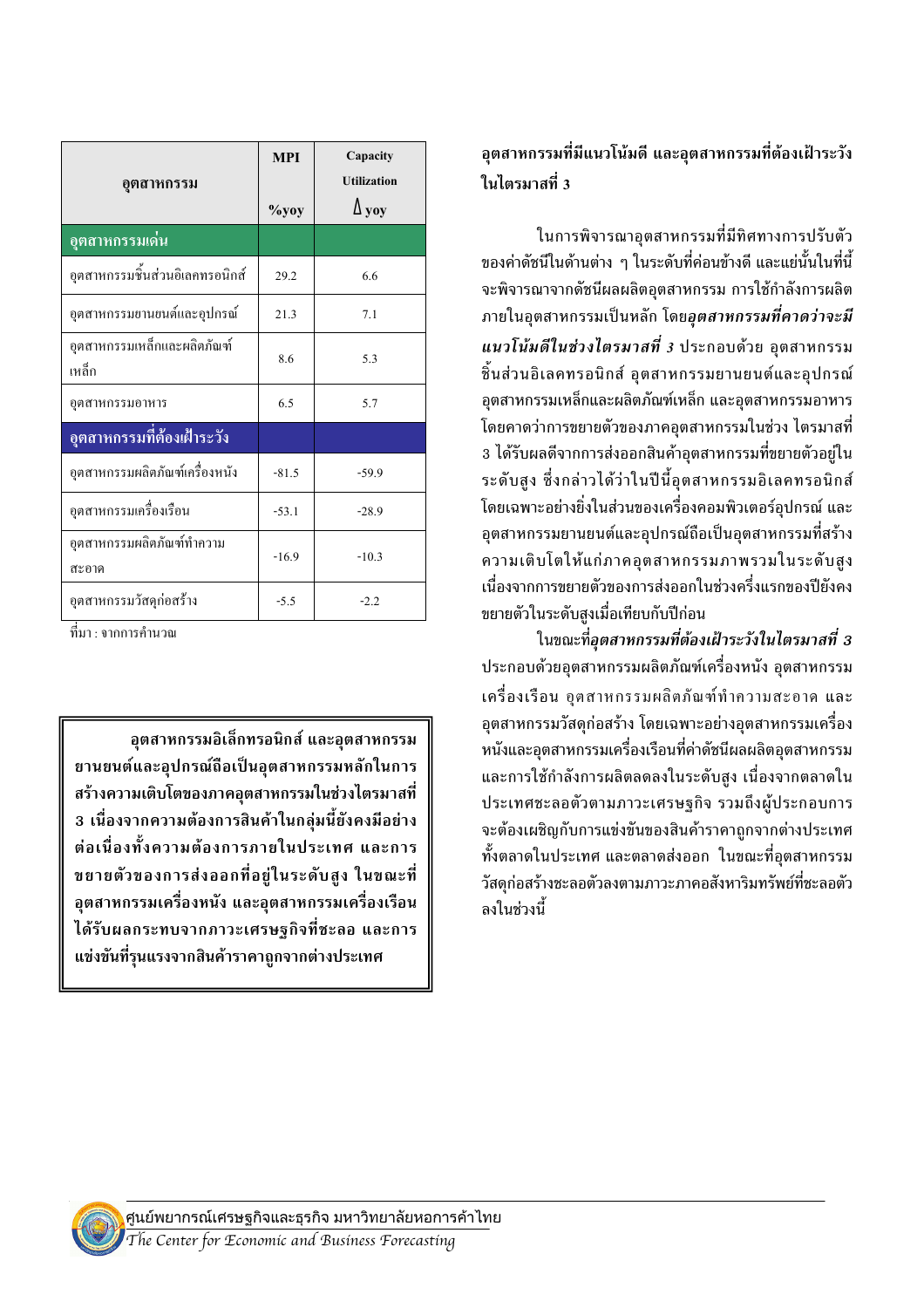| อุตสาหกรรม | MPI %yoy | Capacity Utilization $\Delta$ yoy |
|---|---|---|
| **อุตสาหกรรมเด่น** | | |
| อุตสาหกรรมชิ้นส่วนอิเลคทรอนิกส์ | 29.2 | 6.6 |
| อุตสาหกรรมยานยนต์และอุปกรณ์ | 21.3 | 7.1 |
| อุตสาหกรรมเหล็กและผลิตภัณฑ์เหล็ก | 8.6 | 5.3 |
| อุตสาหกรรมอาหาร | 6.5 | 5.7 |
| **อุตสาหกรรมที่ต้องเฝ้าระวัง** | | |
| อุตสาหกรรมผลิตภัณฑ์เครื่องหนัง | -81.5 | -59.9 |
| อุตสาหกรรมเครื่องเรือน | -53.1 | -28.9 |
| อุตสาหกรรมผลิตภัณฑ์ทำความสะอาด | -16.9 | -10.3 |
| อุตสาหกรรมวัสดุก่อสร้าง | -5.5 | -2.2 |

ที่มา : จากการคำนวณ

**อุตสาหกรรมอิเล็กทรอนิกส์ และอุตสาหกรรมยานยนต์และอุปกรณ์ถือเป็นอุตสาหกรรมหลักในการสร้างความเติบโตของภาคอุตสาหกรรมในช่วงไตรมาสที่ 3 เนื่องจากความต้องการสินค้าในกลุ่มนี้ยังคงมีอย่างต่อเนื่องทั้งความต้องการภายในประเทศ และการขยายตัวของการส่งออกที่อยู่ในระดับสูง ในขณะที่อุตสาหกรรมเครื่องหนัง และอุตสาหกรรมเครื่องเรือนได้รับผลกระทบจากภาวะเศรษฐกิจที่ชะลอ และการแข่งขันที่รุนแรงจากสินค้าราคาถูกจากต่างประเทศ**

### อุตสาหกรรมที่มีแนวโน้มดี และอุตสาหกรรมที่ต้องเฝ้าระวังในไตรมาสที่ 3

ในการพิจารณาอุตสาหกรรมที่มีทิศทางการปรับตัวของค่าดัชนีในด้านต่าง ๆ ในระดับที่ค่อนข้างดี และแย่นั้นในที่นี้จะพิจารณาจากดัชนีผลผลิตอุตสาหกรรม การใช้กำลังการผลิตภายในอุตสาหกรรมเป็นหลัก โดย***อุตสาหกรรมที่คาดว่าจะมีแนวโน้มดีในช่วงไตรมาสที่ 3*** ประกอบด้วย อุตสาหกรรมชิ้นส่วนอิเลคทรอนิกส์ อุตสาหกรรมยานยนต์และอุปกรณ์ อุตสาหกรรมเหล็กและผลิตภัณฑ์เหล็ก และอุตสาหกรรมอาหาร โดยคาดว่าการขยายตัวของภาคอุตสาหกรรมในช่วง ไตรมาสที่ 3 ได้รับผลดีจากการส่งออกสินค้าอุตสาหกรรมที่ขยายตัวอยู่ในระดับสูง ซึ่งกล่าวได้ว่าในปีนี้อุตสาหกรรมอิเลคทรอนิกส์ โดยเฉพาะอย่างยิ่งในส่วนของเครื่องคอมพิวเตอร์อุปกรณ์ และอุตสาหกรรมยานยนต์และอุปกรณ์ถือเป็นอุตสาหกรรมที่สร้างความเติบโตให้แก่ภาคอุตสาหกรรมภาพรวมในระดับสูง เนื่องจากการขยายตัวของการส่งออกในช่วงครึ่งแรกของปียังคงขยายตัวในระดับสูงเมื่อเทียบกับปีก่อน

ในขณะที่***อุตสาหกรรมที่ต้องเฝ้าระวังในไตรมาสที่ 3*** ประกอบด้วยอุตสาหกรรมผลิตภัณฑ์เครื่องหนัง อุตสาหกรรมเครื่องเรือน อุตสาหกรรมผลิตภัณฑ์ทำความสะอาด และอุตสาหกรรมวัสดุก่อสร้าง โดยเฉพาะอย่างยิ่งอุตสาหกรรมเครื่องหนังและอุตสาหกรรมเครื่องเรือนที่ค่าดัชนีผลผลิตอุตสาหกรรมและการใช้กำลังการผลิตลดลงในระดับสูง เนื่องจากตลาดในประเทศชะลอตัวตามภาวะเศรษฐกิจ รวมถึงผู้ประกอบการจะต้องเผชิญกับการแข่งขันของสินค้าราคาถูกจากต่างประเทศทั้งตลาดในประเทศ และตลาดส่งออก ในขณะที่อุตสาหกรรมวัสดุก่อสร้างชะลอตัวลงตามภาวะภาคอสังหาริมทรัพย์ที่ชะลอตัวลงในช่วงนี้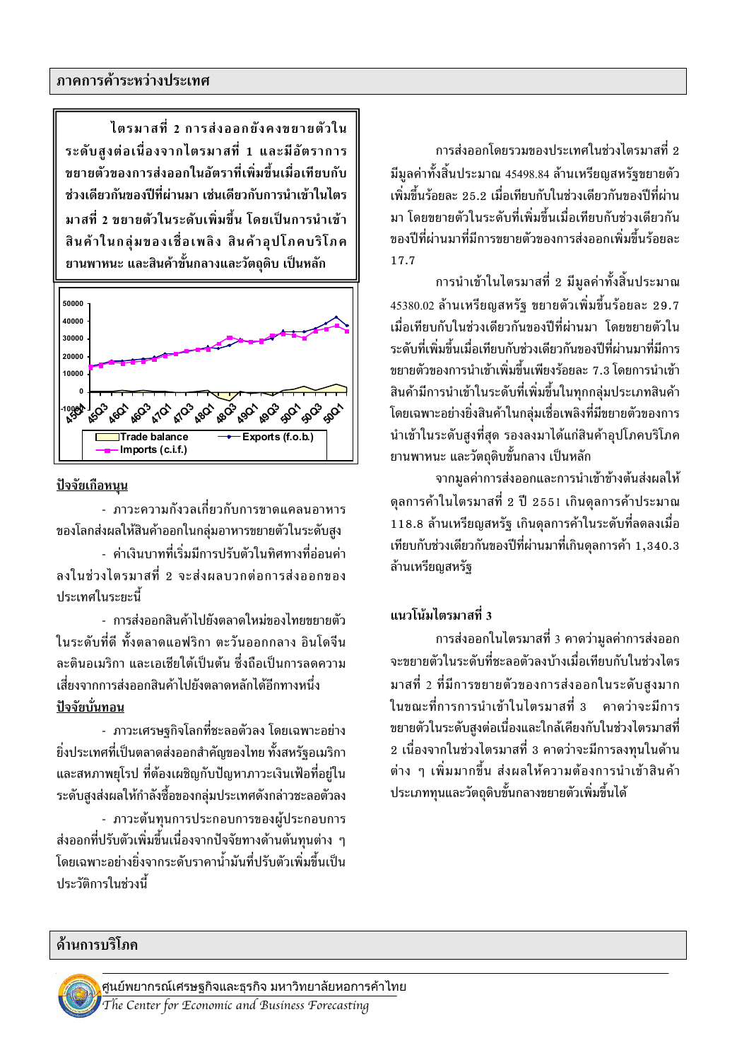## ภาคการค้าระหว่างประเทศ

**ไตรมาสที่ 2 การส่งออกยังคงขยายตัวในระดับสูงต่อเนื่องจากไตรมาสที่ 1 และมีอัตราการขยายตัวของการส่งออกในอัตราที่เพิ่มขึ้นเมื่อเทียบกับช่วงเดียวกันของปีที่ผ่านมา เช่นเดียวกับการนำเข้าในไตรมาสที่ 2 ขยายตัวในระดับเพิ่มขึ้น โดยเป็นการนำเข้าสินค้าในกลุ่มของเชื้อเพลิง สินค้าอุปโภคบริโภค ยานพาหนะ และสินค้าขั้นกลางและวัตถุดิบ เป็นหลัก**

Trade balance — Exports (f.o.b.) — Imports (c.i.f.)

### ปัจจัยเกื้อหนุน

- ภาวะความกังวลเกี่ยวกับการขาดแคลนอาหารของโลกส่งผลให้สินค้าออกในกลุ่มอาหารขยายตัวในระดับสูง

- ค่าเงินบาทที่เริ่มมีการปรับตัวในทิศทางที่อ่อนค่าลงในช่วงไตรมาสที่ 2 จะส่งผลบวกต่อการส่งออกของประเทศในระยะนี้

- การส่งออกสินค้าไปยังตลาดใหม่ของไทยขยายตัวในระดับที่ดี ทั้งตลาดแอฟริกา ตะวันออกกลาง อินโดจีน ละตินอเมริกา และเอเชียใต้เป็นต้น ซึ่งถือเป็นการลดความเสี่ยงจากการส่งออกสินค้าไปยังตลาดหลักได้อีกทางหนึ่ง

### ปัจจัยบั่นทอน

- ภาวะเศรษฐกิจโลกที่ชะลอตัวลง โดยเฉพาะอย่างยิ่งประเทศที่เป็นตลาดส่งออกสำคัญของไทย ทั้งสหรัฐอเมริกาและสหภาพยุโรป ที่ต้องเผชิญกับปัญหาภาวะเงินเฟ้อที่อยู่ในระดับสูงส่งผลให้กำลังซื้อของกลุ่มประเทศดังกล่าวชะลอตัวลง

- ภาวะต้นทุนการประกอบการของผู้ประกอบการส่งออกที่ปรับตัวเพิ่มขึ้นเนื่องจากปัจจัยทางด้านต้นทุนต่าง ๆ โดยเฉพาะอย่างยิ่งจากระดับราคาน้ำมันที่ปรับตัวเพิ่มขึ้นเป็นประวัติการในช่วงนี้

การส่งออกโดยรวมของประเทศในช่วงไตรมาสที่ 2 มีมูลค่าทั้งสิ้นประมาณ 45498.84 ล้านเหรียญสหรัฐขยายตัวเพิ่มขึ้นร้อยละ 25.2 เมื่อเทียบกับในช่วงเดียวกันของปีที่ผ่านมา โดยขยายตัวในระดับที่เพิ่มขึ้นเมื่อเทียบกับช่วงเดียวกันของปีที่ผ่านมาที่มีการขยายตัวของการส่งออกเพิ่มขึ้นร้อยละ 17.7

การนำเข้าในไตรมาสที่ 2 มีมูลค่าทั้งสิ้นประมาณ 45380.02 ล้านเหรียญสหรัฐ ขยายตัวเพิ่มขึ้นร้อยละ 29.7 เมื่อเทียบกับในช่วงเดียวกันของปีที่ผ่านมา โดยขยายตัวในระดับที่เพิ่มขึ้นเมื่อเทียบกับช่วงเดียวกันของปีที่ผ่านมาที่มีการขยายตัวของการนำเข้าเพิ่มขึ้นเพียงร้อยละ 7.3 โดยการนำเข้าสินค้ามีการนำเข้าในระดับที่เพิ่มขึ้นในทุกกลุ่มประเภทสินค้า โดยเฉพาะอย่างยิ่งสินค้าในกลุ่มเชื้อเพลิงที่มีขยายตัวของการนำเข้าในระดับสูงที่สุด รองลงมาได้แก่สินค้าอุปโภคบริโภค ยานพาหนะ และวัตถุดิบขั้นกลาง เป็นหลัก

จากมูลค่าการส่งออกและการนำเข้าข้างต้นส่งผลให้ดุลการค้าในไตรมาสที่ 2 ปี 2551 เกินดุลการค้าประมาณ 118.8 ล้านเหรียญสหรัฐ เกินดุลการค้าในระดับที่ลดลงเมื่อเทียบกับช่วงเดียวกันของปีที่ผ่านมาที่เกินดุลการค้า 1,340.3 ล้านเหรียญสหรัฐ

### แนวโน้มไตรมาสที่ 3

การส่งออกในไตรมาสที่ 3 คาดว่ามูลค่าการส่งออกจะขยายตัวในระดับที่ชะลอตัวลงบ้างเมื่อเทียบกับในช่วงไตรมาสที่ 2 ที่มีการขยายตัวของการส่งออกในระดับสูงมาก ในขณะที่การการนำเข้าในไตรมาสที่ 3 คาดว่าจะมีการขยายตัวในระดับสูงต่อเนื่องและใกล้เคียงกับในช่วงไตรมาสที่ 2 เนื่องจากในช่วงไตรมาสที่ 3 คาดว่าจะมีการลงทุนในด้านต่าง ๆ เพิ่มมากขึ้น ส่งผลให้ความต้องการนำเข้าสินค้าประเภททุนและวัตถุดิบขั้นกลางขยายตัวเพิ่มขึ้นได้

## ด้านการบริโภค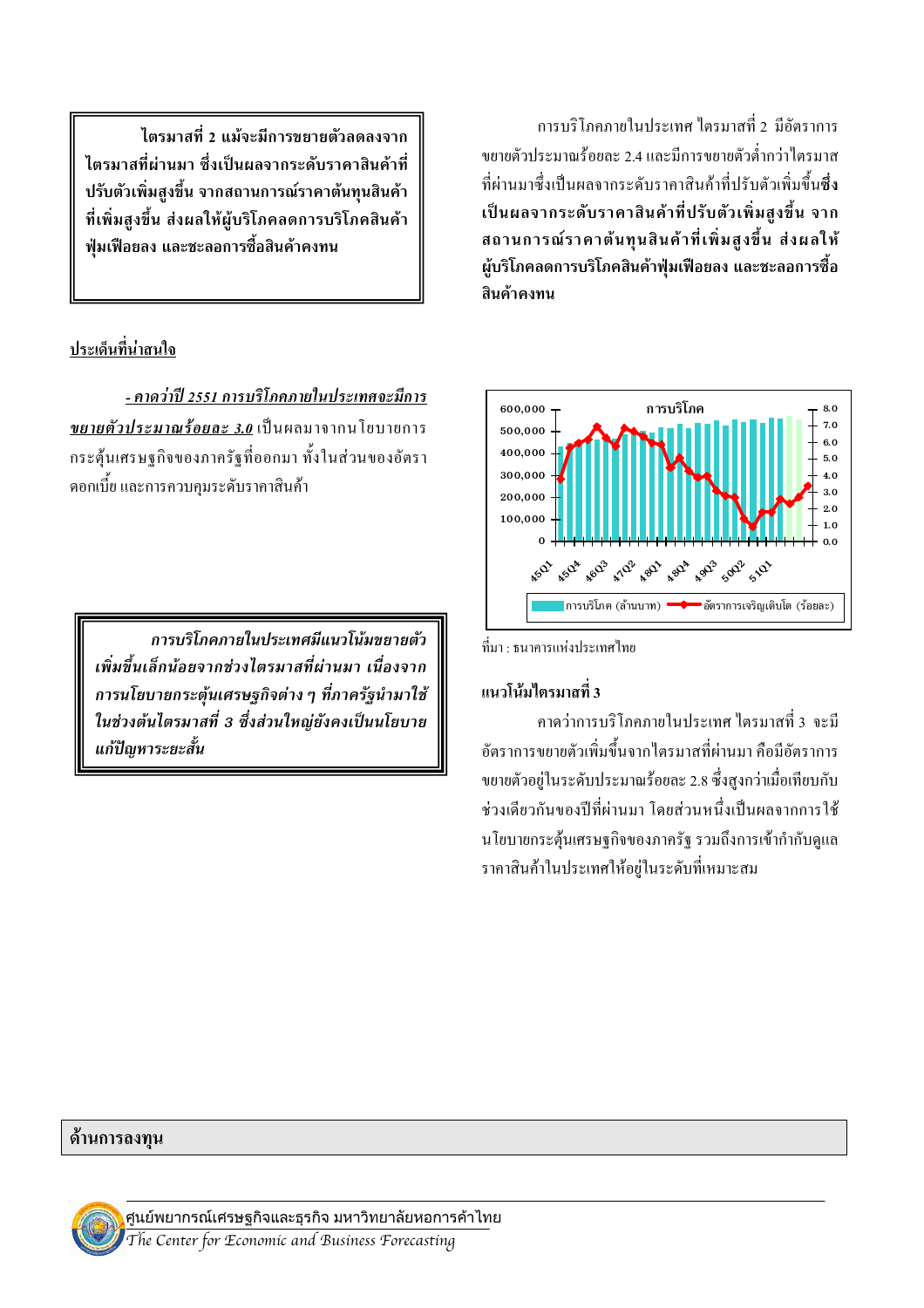**ไตรมาสที่ 2 แม้จะมีการขยายตัวลดลงจากไตรมาสที่ผ่านมา ซึ่งเป็นผลจากระดับราคาสินค้าที่ปรับตัวเพิ่มสูงขึ้น จากสถานการณ์ราคาต้นทุนสินค้าที่เพิ่มสูงขึ้น ส่งผลให้ผู้บริโภคลดการบริโภคสินค้าฟุ่มเฟือยลง และชะลอการซื้อสินค้าคงทน**

การบริโภคภายในประเทศ ไตรมาสที่ 2 มีอัตราการขยายตัวประมาณร้อยละ 2.4 และมีการขยายตัวต่ำกว่าไตรมาสที่ผ่านมาซึ่งเป็นผลจากระดับราคาสินค้าที่ปรับตัวเพิ่มขึ้นซึ่ง**เป็นผลจากระดับราคาสินค้าที่ปรับตัวเพิ่มสูงขึ้น จากสถานการณ์ราคาต้นทุนสินค้าที่เพิ่มสูงขึ้น ส่งผลให้ผู้บริโภคลดการบริโภคสินค้าฟุ่มเฟือยลง และชะลอการซื้อสินค้าคงทน**

**ประเด็นที่น่าสนใจ**

***- คาดว่าปี 2551 การบริโภคภายในประเทศจะมีการขยายตัวประมาณร้อยละ 3.0*** เป็นผลมาจากนโยบายการกระตุ้นเศรษฐกิจของภาครัฐที่ออกมา ทั้งในส่วนของอัตราดอกเบี้ย และการควบคุมระดับราคาสินค้า

การบริโภค

(การบริโภค (ล้านบาท) / อัตราการเจริญเติบโต (ร้อยละ); ไตรมาส 45Q1 – 51Q1)

ที่มา : ธนาคารแห่งประเทศไทย

***การบริโภคภายในประเทศมีแนวโน้มขยายตัวเพิ่มขึ้นเล็กน้อยจากช่วงไตรมาสที่ผ่านมา เนื่องจากการนโยบายกระตุ้นเศรษฐกิจต่าง ๆ ที่ภาครัฐนำมาใช้ในช่วงต้นไตรมาสที่ 3 ซึ่งส่วนใหญ่ยังคงเป็นนโยบายแก้ปัญหาระยะสั้น***

**แนวโน้มไตรมาสที่ 3**

คาดว่าการบริโภคภายในประเทศ ไตรมาสที่ 3 จะมีอัตราการขยายตัวเพิ่มขึ้นจากไตรมาสที่ผ่านมา คือมีอัตราการขยายตัวอยู่ในระดับประมาณร้อยละ 2.8 ซึ่งสูงกว่าเมื่อเทียบกับช่วงเดียวกันของปีที่ผ่านมา โดยส่วนหนึ่งเป็นผลจากการใช้นโยบายกระตุ้นเศรษฐกิจของภาครัฐ รวมถึงการเข้ากำกับดูแลราคาสินค้าในประเทศให้อยู่ในระดับที่เหมาะสม

## ด้านการลงทุน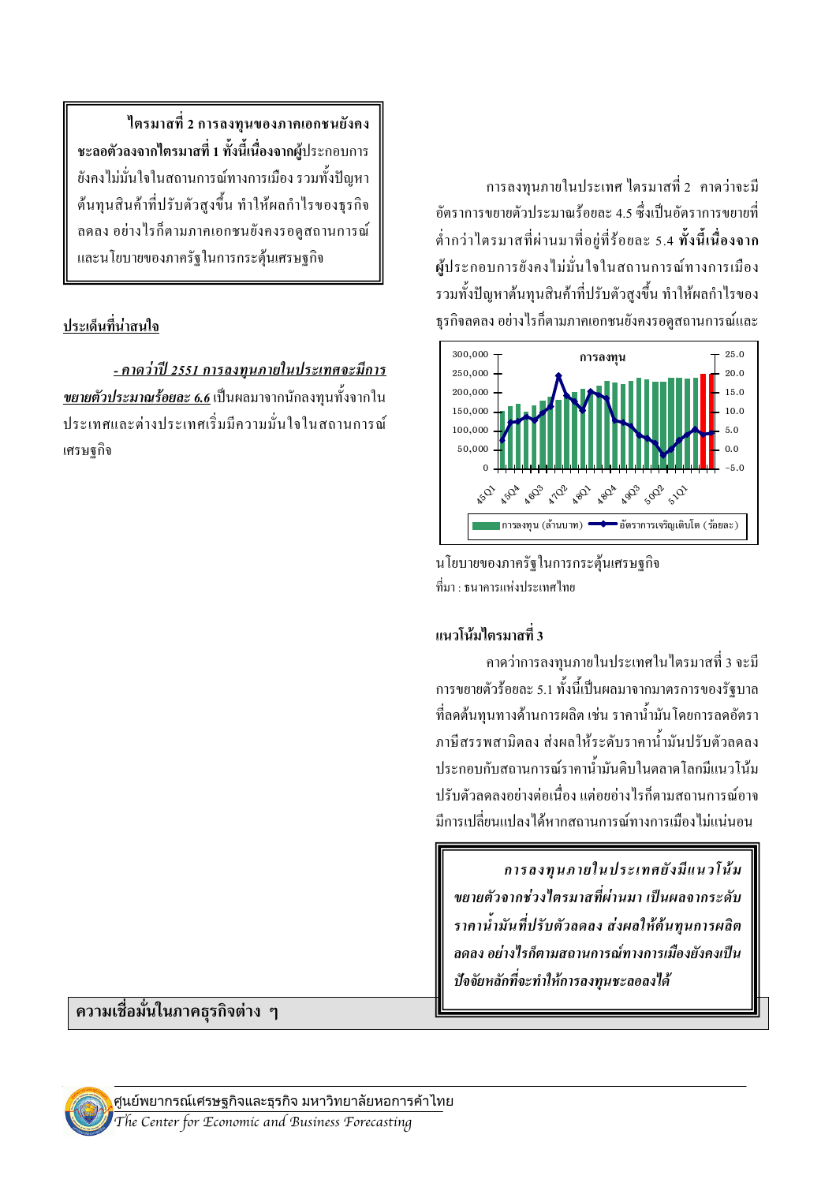**ไตรมาสที่ 2 การลงทุนของภาคเอกชนยังคงชะลอตัวลงจากไตรมาสที่ 1 ทั้งนี้เนื่องจาก**ผู้ประกอบการยังคงไม่มั่นใจในสถานการณ์ทางการเมือง รวมทั้งปัญหาต้นทุนสินค้าที่ปรับตัวสูงขึ้น ทำให้ผลกำไรของธุรกิจลดลง อย่างไรก็ตามภาคเอกชนยังคงรอดูสถานการณ์และนโยบายของภาครัฐในการกระตุ้นเศรษฐกิจ

**ประเด็นที่น่าสนใจ**

***- คาดว่าปี 2551 การลงทุนภายในประเทศจะมีการขยายตัวประมาณร้อยละ 6.6*** เป็นผลมาจากนักลงทุนทั้งจากในประเทศและต่างประเทศเริ่มมีความมั่นใจในสถานการณ์เศรษฐกิจ

การลงทุนภายในประเทศ ไตรมาสที่ 2 คาดว่าจะมีอัตราการขยายตัวประมาณร้อยละ 4.5 ซึ่งเป็นอัตราการขยายที่ต่ำกว่าไตรมาสที่ผ่านมาที่อยู่ที่ร้อยละ 5.4 **ทั้งนี้เนื่องจาก** ผู้ประกอบการยังคงไม่มั่นใจในสถานการณ์ทางการเมือง รวมทั้งปัญหาต้นทุนสินค้าที่ปรับตัวสูงขึ้น ทำให้ผลกำไรของธุรกิจลดลง อย่างไรก็ตามภาคเอกชนยังคงรอดูสถานการณ์และนโยบายของภาครัฐในการกระตุ้นเศรษฐกิจ

ที่มา : ธนาคารแห่งประเทศไทย

### แนวโน้มไตรมาสที่ 3

คาดว่าการลงทุนภายในประเทศในไตรมาสที่ 3 จะมีการขยายตัวร้อยละ 5.1 ทั้งนี้เป็นผลมาจากมาตรการของรัฐบาลที่ลดต้นทุนทางด้านการผลิต เช่น ราคาน้ำมันโดยการลดอัตราภาษีสรรพสามิตลง ส่งผลให้ระดับราคาน้ำมันปรับตัวลดลง ประกอบกับสถานการณ์ราคาน้ำมันดิบในตลาดโลกมีแนวโน้มปรับตัวลดลงอย่างต่อเนื่อง แต่อย่างไรก็ตามสถานการณ์อาจมีการเปลี่ยนแปลงได้หากสถานการณ์ทางการเมืองไม่แน่นอน

***การลงทุนภายในประเทศยังมีแนวโน้มขยายตัวจากช่วงไตรมาสที่ผ่านมา เป็นผลจากระดับราคาน้ำมันที่ปรับตัวลดลง ส่งผลให้ต้นทุนการผลิตลดลง อย่างไรก็ตามสถานการณ์ทางการเมืองยังคงเป็นปัจจัยหลักที่จะทำให้การลงทุนชะลอลงได้***

## ความเชื่อมั่นในภาคธุรกิจต่าง ๆ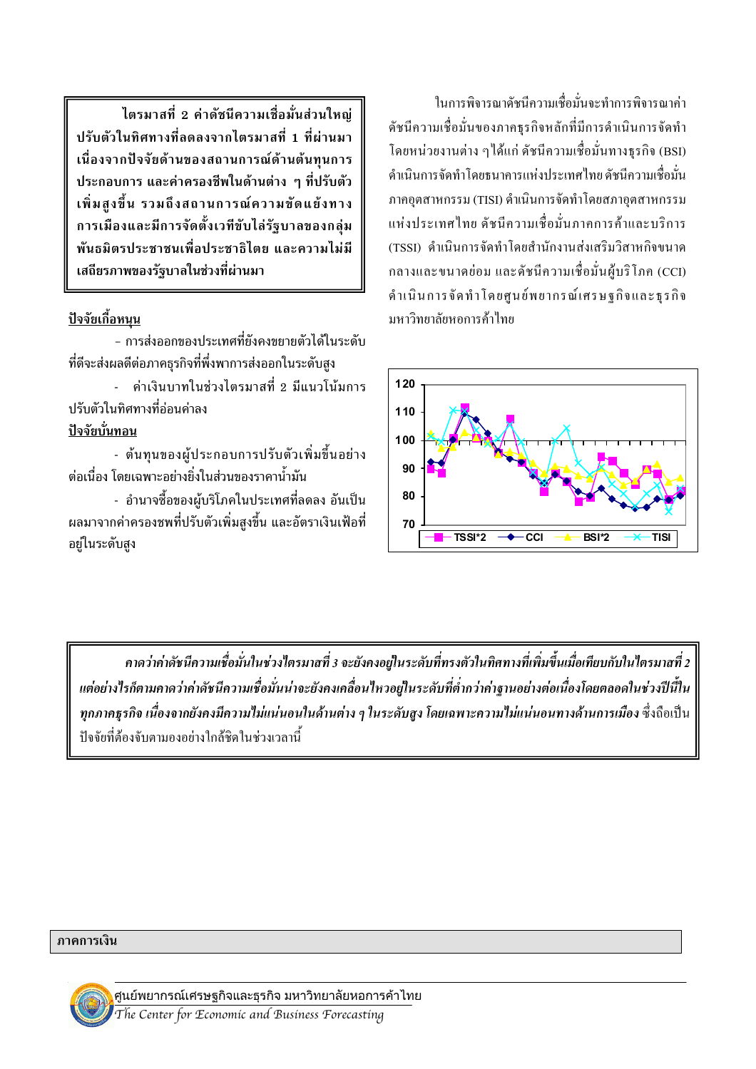**ไตรมาสที่ 2 ค่าดัชนีความเชื่อมั่นส่วนใหญ่ปรับตัวในทิศทางที่ลดลงจากไตรมาสที่ 1 ที่ผ่านมา เนื่องจากปัจจัยด้านของสถานการณ์ด้านต้นทุนการประกอบการ และค่าครองชีพในด้านต่าง ๆ ที่ปรับตัวเพิ่มสูงขึ้น รวมถึงสถานการณ์ความขัดแย้งทางการเมืองและมีการจัดตั้งเวทีขับไล่รัฐบาลของกลุ่มพันธมิตรประชาชนเพื่อประชาธิไตย และความไม่มีเสถียรภาพของรัฐบาลในช่วงที่ผ่านมา**

<u>ปัจจัยเกื้อหนุน</u>

- การส่งออกของประเทศที่ยังคงขยายตัวได้ในระดับที่ดีจะส่งผลดีต่อภาคธุรกิจที่พึ่งพาการส่งออกในระดับสูง
- ค่าเงินบาทในช่วงไตรมาสที่ 2 มีแนวโน้มการปรับตัวในทิศทางที่อ่อนค่าลง

<u>ปัจจัยบั่นทอน</u>

- ต้นทุนของผู้ประกอบการปรับตัวเพิ่มขึ้นอย่างต่อเนื่อง โดยเฉพาะอย่างยิ่งในส่วนของราคาน้ำมัน
- อำนาจซื้อของผู้บริโภคในประเทศที่ลดลง อันเป็นผลมาจากค่าครองชพที่ปรับตัวเพิ่มสูงขึ้น และอัตราเงินเฟ้อที่อยู่ในระดับสูง

ในการพิจารณาดัชนีความเชื่อมั่นจะทำการพิจารณาค่าดัชนีความเชื่อมั่นของภาคธุรกิจหลักที่มีการดำเนินการจัดทำโดยหน่วยงานต่าง ๆ ได้แก่ ดัชนีความเชื่อมั่นทางธุรกิจ (BSI) ดำเนินการจัดทำโดยธนาคารแห่งประเทศไทย ดัชนีความเชื่อมั่นภาคอุตสาหกรรม (TISI) ดำเนินการจัดทำโดยสภาอุตสาหกรรมแห่งประเทศไทย ดัชนีความเชื่อมั่นภาคการค้าและบริการ (TSSI) ดำเนินการจัดทำโดยสำนักงานส่งเสริมวิสาหกิจขนาดกลางและขนาดย่อม และดัชนีความเชื่อมั่นผู้บริโภค (CCI) ดำเนินการจัดทำโดยศูนย์พยากรณ์เศรษฐกิจและธุรกิจ มหาวิทยาลัยหอการค้าไทย

*คาดว่าค่าดัชนีความเชื่อมั่นในช่วงไตรมาสที่ 3 จะยังคงอยู่ในระดับที่ทรงตัวในทิศทางที่เพิ่มขึ้นเมื่อเทียบกับในไตรมาสที่ 2 แต่อย่างไรก็ตามคาดว่าค่าดัชนีความเชื่อมั่นน่าจะยังคงเคลื่อนไหวอยู่ในระดับที่ต่ำกว่าค่าฐานอย่างต่อเนื่องโดยตลอดในช่วงปีนี้ในทุกภาคธุรกิจ เนื่องจากยังคงมีความไม่แน่นอนในด้านต่าง ๆ ในระดับสูง โดยเฉพาะความไม่แน่นอนทางด้านการเมือง* ซึ่งถือเป็นปัจจัยที่ต้องจับตามองอย่างใกล้ชิดในช่วงเวลานี้

**ภาคการเงิน**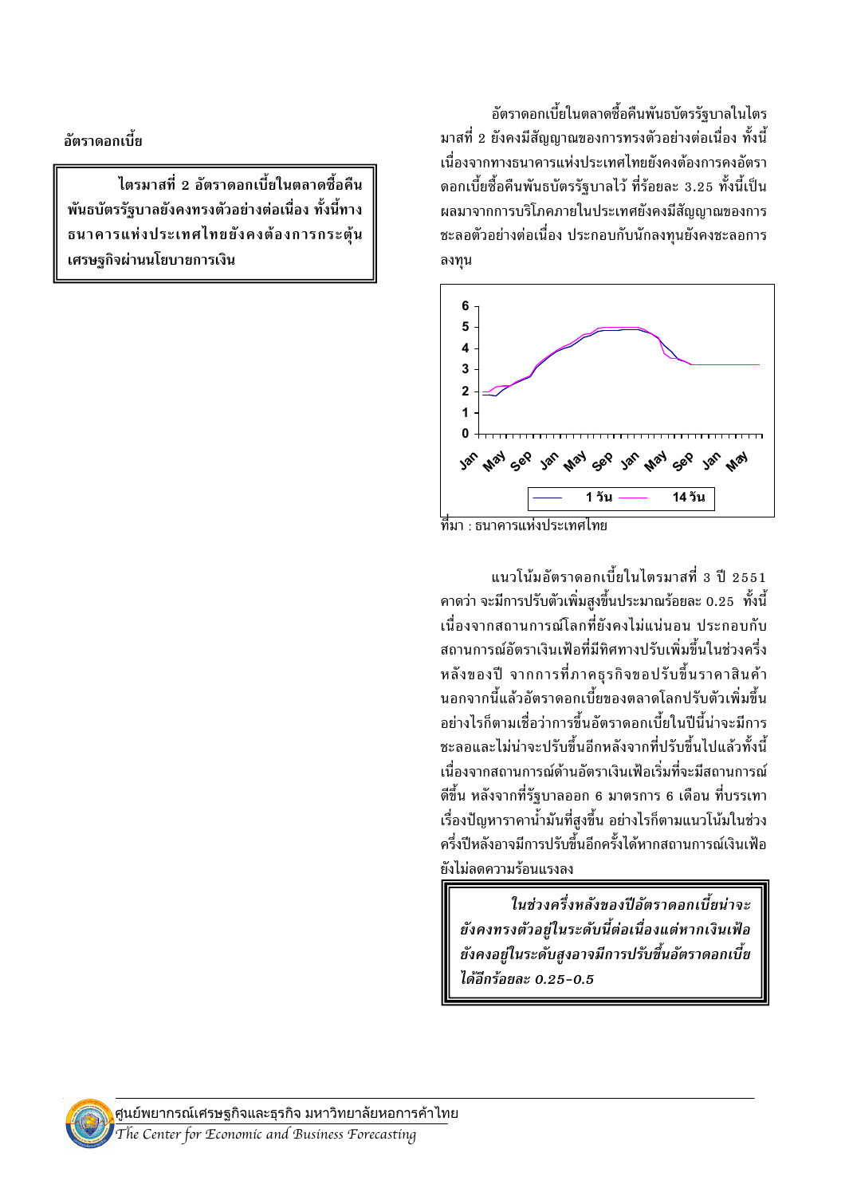**อัตราดอกเบี้ย**

> **ไตรมาสที่ 2 อัตราดอกเบี้ยในตลาดซื้อคืนพันธบัตรรัฐบาลยังคงทรงตัวอย่างต่อเนื่อง ทั้งนี้ทางธนาคารแห่งประเทศไทยยังคงต้องการกระตุ้นเศรษฐกิจผ่านนโยบายการเงิน**

อัตราดอกเบี้ยในตลาดซื้อคืนพันธบัตรรัฐบาลในไตรมาสที่ 2 ยังคงมีสัญญาณของการทรงตัวอย่างต่อเนื่อง ทั้งนี้เนื่องจากทางธนาคารแห่งประเทศไทยยังคงต้องการคงอัตราดอกเบี้ยซื้อคืนพันธบัตรรัฐบาลไว้ ที่ร้อยละ 3.25 ทั้งนี้เป็นผลมาจากการบริโภคภายในประเทศยังคงมีสัญญาณของการชะลอตัวอย่างต่อเนื่อง ประกอบกับนักลงทุนยังคงชะลอการลงทุน

ที่มา : ธนาคารแห่งประเทศไทย

แนวโน้มอัตราดอกเบี้ยในไตรมาสที่ 3 ปี 2551 คาดว่า จะมีการปรับตัวเพิ่มสูงขึ้นประมาณร้อยละ 0.25 ทั้งนี้เนื่องจากสถานการณ์โลกที่ยังคงไม่แน่นอน ประกอบกับสถานการณ์อัตราเงินเฟ้อที่มีทิศทางปรับเพิ่มขึ้นในช่วงครึ่งหลังของปี จากการที่ภาคธุรกิจขอปรับขึ้นราคาสินค้า นอกจากนี้แล้วอัตราดอกเบี้ยของตลาดโลกปรับตัวเพิ่มขึ้น อย่างไรก็ตามเชื่อว่าการขึ้นอัตราดอกเบี้ยในปีนี้น่าจะมีการชะลอและไม่น่าจะปรับขึ้นอีกหลังจากที่ปรับขึ้นไปแล้วทั้งนี้เนื่องจากสถานการณ์ด้านอัตราเงินเฟ้อเริ่มที่จะมีสถานการณ์ดีขึ้น หลังจากที่รัฐบาลออก 6 มาตรการ 6 เดือน ที่บรรเทาเรื่องปัญหาราคาน้ำมันที่สูงขึ้น อย่างไรก็ตามแนวโน้มในช่วงครึ่งปีหลังอาจมีการปรับขึ้นอีกครั้งได้หากสถานการณ์เงินเฟ้อยังไม่ลดความร้อนแรงลง

> ***ในช่วงครึ่งหลังของปีอัตราดอกเบี้ยน่าจะยังคงทรงตัวอยู่ในระดับนี้ต่อเนื่องแต่หากเงินเฟ้อยังคงอยู่ในระดับสูงอาจมีการปรับขึ้นอัตราดอกเบี้ยได้อีกร้อยละ 0.25-0.5***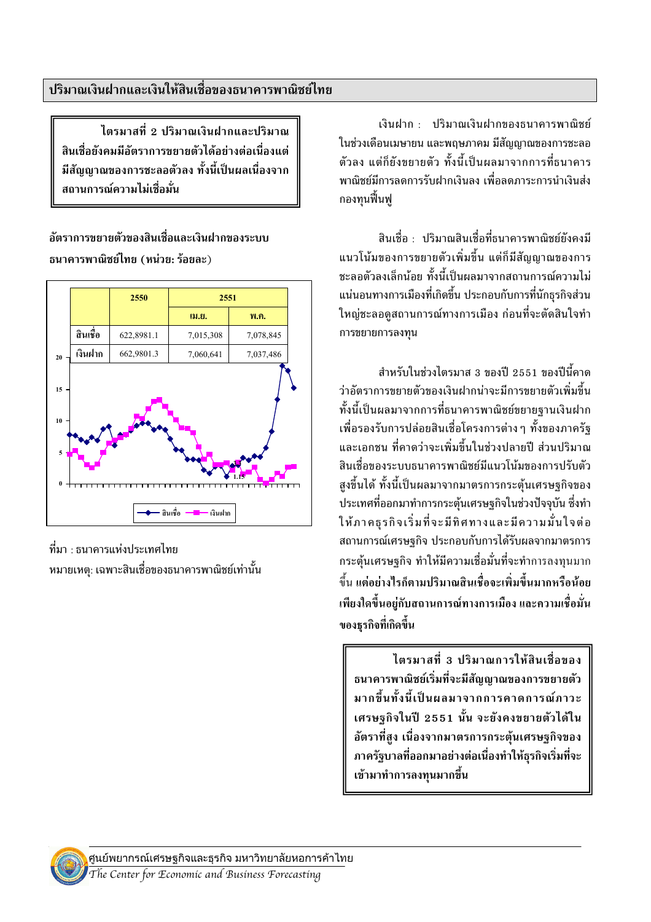## ปริมาณเงินฝากและเงินให้สินเชื่อของธนาคารพาณิชย์ไทย

**ไตรมาสที่ 2 ปริมาณเงินฝากและปริมาณสินเชื่อยังคงมีอัตราการขยายตัวได้อย่างต่อเนื่องแต่มีสัญญาณของการชะลอตัวลง ทั้งนี้เป็นผลเนื่องจากสถานการณ์ความไม่เชื่อมั่น**

**อัตราการขยายตัวของสินเชื่อและเงินฝากของระบบธนาคารพาณิชย์ไทย (หน่วย: ร้อยละ)**

| | 2550 | 2551 | |
|---|---|---|---|
| | | เม.ย. | พ.ค. |
| สินเชื่อ | 622,8981.1 | 7,015,308 | 7,078,845 |
| เงินฝาก | 662,9801.3 | 7,060,641 | 7,037,486 |

ที่มา : ธนาคารแห่งประเทศไทย

หมายเหตุ: เฉพาะสินเชื่อของธนาคารพาณิชย์เท่านั้น

เงินฝาก : ปริมาณเงินฝากของธนาคารพาณิชย์ในช่วงเดือนเมษายน และพฤษภาคม มีสัญญาณของการชะลอตัวลง แต่ก็ยังขยายตัว ทั้งนี้เป็นผลมาจากการที่ธนาคารพาณิชย์มีการลดการรับฝากเงินลง เพื่อลดภาระการนำเงินส่งกองทุนฟื้นฟู

สินเชื่อ : ปริมาณสินเชื่อที่ธนาคารพาณิชย์ยังคงมีแนวโน้มของการขยายตัวเพิ่มขึ้น แต่ก็มีสัญญาณของการชะลอตัวลงเล็กน้อย ทั้งนี้เป็นผลมาจากสถานการณ์ความไม่แน่นอนทางการเมืองที่เกิดขึ้น ประกอบกับการที่นักธุรกิจส่วนใหญ่ชะลอดูสถานการณ์ทางการเมือง ก่อนที่จะตัดสินใจทำการขยายการลงทุน

สำหรับในช่วงไตรมาส 3 ของปี 2551 ของปีนี้คาดว่าอัตราการขยายตัวของเงินฝากน่าจะมีการขยายตัวเพิ่มขึ้น ทั้งนี้เป็นผลมาจากการที่ธนาคารพาณิชย์ขยายฐานเงินฝากเพื่อรองรับการปล่อยสินเชื่อโครงการต่างๆ ทั้งของภาครัฐและเอกชน ที่คาดว่าจะเพิ่มขึ้นในช่วงปลายปี ส่วนปริมาณสินเชื่อของระบบธนาคารพาณิชย์มีแนวโน้มของการปรับตัวสูงขึ้นได้ ทั้งนี้เป็นผลมาจากมาตรการกระตุ้นเศรษฐกิจของประเทศที่ออกมาทำการกระตุ้นเศรษฐกิจในช่วงปัจจุบัน ซึ่งทำให้ภาคธุรกิจเริ่มที่จะมีทิศทางและมีความมั่นใจต่อสถานการณ์เศรษฐกิจ ประกอบกับการได้รับผลจากมาตรการกระตุ้นเศรษฐกิจ ทำให้มีความเชื่อมั่นที่จะทำการลงทุนมากขึ้น **แต่อย่างไรก็ตามปริมาณสินเชื่อจะเพิ่มขึ้นมากหรือน้อยเพียงใดขึ้นอยู่กับสถานการณ์ทางการเมือง และความเชื่อมั่นของธุรกิจที่เกิดขึ้น**

**ไตรมาสที่ 3 ปริมาณการให้สินเชื่อของธนาคารพาณิชย์เริ่มที่จะมีสัญญาณของการขยายตัวมากขึ้นทั้งนี้เป็นผลมาจากการคาดการณ์ภาวะเศรษฐกิจในปี 2551 นั้น จะยังคงขยายตัวได้ในอัตราที่สูง เนื่องจากมาตรการกระตุ้นเศรษฐกิจของภาครัฐบาลที่ออกมาอย่างต่อเนื่องทำให้ธุรกิจเริ่มที่จะเข้ามาทำการลงทุนมากขึ้น**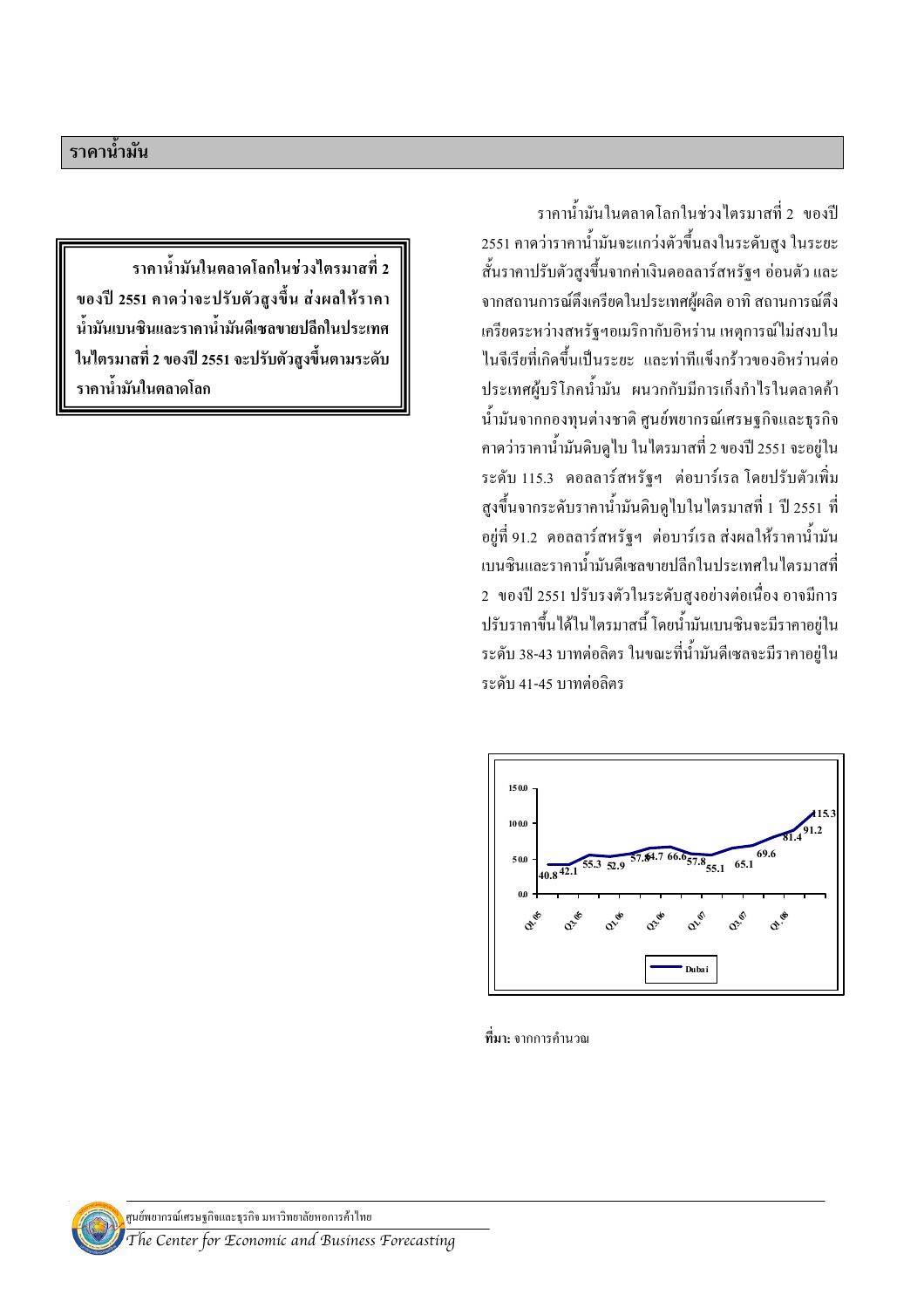## ราคาน้ำมัน

**ราคาน้ำมันในตลาดโลกในช่วงไตรมาสที่ 2 ของปี 2551 คาดว่าจะปรับตัวสูงขึ้น ส่งผลให้ราคาน้ำมันเบนซินและราคาน้ำมันดีเซลขายปลีกในประเทศในไตรมาสที่ 2 ของปี 2551 จะปรับตัวสูงขึ้นตามระดับราคาน้ำมันในตลาดโลก**

ราคาน้ำมันในตลาดโลกในช่วงไตรมาสที่ 2 ของปี 2551 คาดว่าราคาน้ำมันจะแกว่งตัวขึ้นลงในระดับสูง ในระยะสั้นราคาปรับตัวสูงขึ้นจากค่าเงินดอลลาร์สหรัฐฯ อ่อนตัว และจากสถานการณ์ตึงเครียดในประเทศผู้ผลิต อาทิ สถานการณ์ตึงเครียดระหว่างสหรัฐฯอเมริกากับอิหร่าน เหตุการณ์ไม่สงบในไนจีเรียที่เกิดขึ้นเป็นระยะ และท่าทีแข็งกร้าวของอิหร่านต่อประเทศผู้บริโภคน้ำมัน ผนวกกับมีการเก็งกำไรในตลาดค้าน้ำมันจากกองทุนต่างชาติ ศูนย์พยากรณ์เศรษฐกิจและธุรกิจคาดว่าราคาน้ำมันดิบดูไบ ในไตรมาสที่ 2 ของปี 2551 จะอยู่ในระดับ 115.3 ดอลลาร์สหรัฐฯ ต่อบาร์เรล โดยปรับตัวเพิ่มสูงขึ้นจากระดับราคาน้ำมันดิบดูไบในไตรมาสที่ 1 ปี 2551 ที่อยู่ที่ 91.2 ดอลลาร์สหรัฐฯ ต่อบาร์เรล ส่งผลให้ราคาน้ำมันเบนซินและราคาน้ำมันดีเซลขายปลีกในประเทศในไตรมาสที่ 2 ของปี 2551 ปรับรงตัวในระดับสูงอย่างต่อเนื่อง อาจมีการปรับราคาขึ้นได้ในไตรมาสนี้ โดยน้ำมันเบนซินจะมีราคาอยู่ในระดับ 38-43 บาทต่อลิตร ในขณะที่น้ำมันดีเซลจะมีราคาอยู่ในระดับ 41-45 บาทต่อลิตร

**ที่มา:** จากการคำนวณ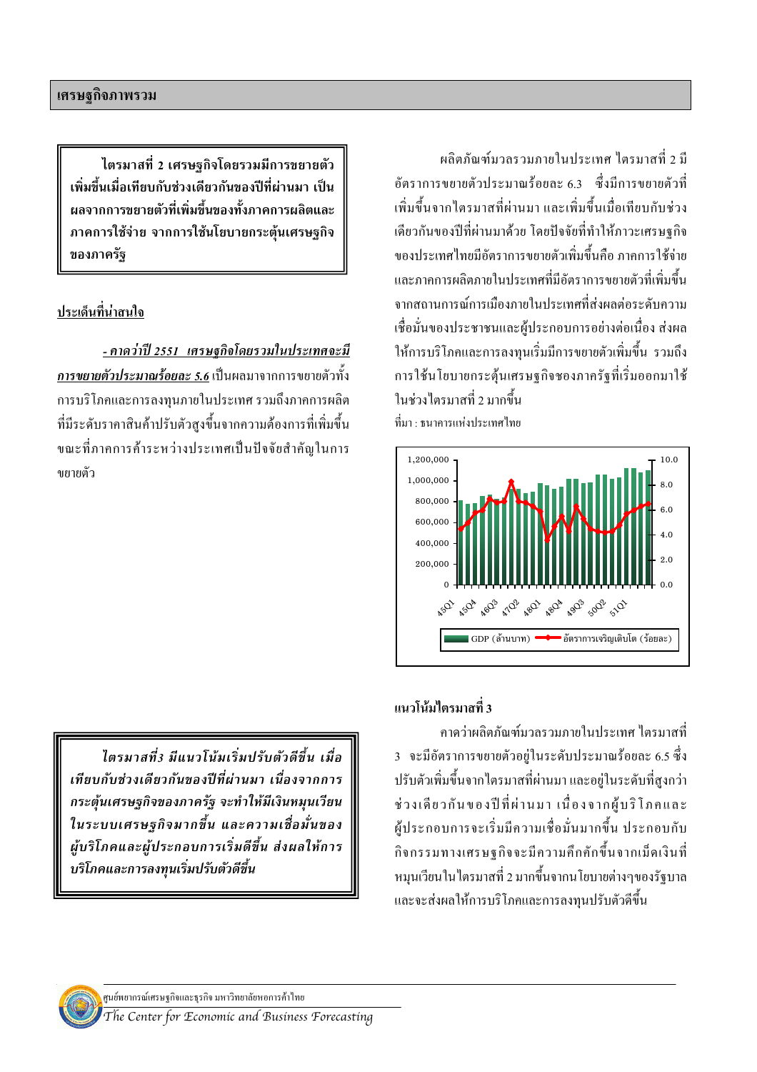## เศรษฐกิจภาพรวม

**ไตรมาสที่ 2 เศรษฐกิจโดยรวมมีการขยายตัวเพิ่มขึ้นเมื่อเทียบกับช่วงเดียวกันของปีที่ผ่านมา เป็นผลจากการขยายตัวที่เพิ่มขึ้นของทั้งภาคการผลิตและภาคการใช้จ่าย จากการใช้นโยบายกระตุ้นเศรษฐกิจของภาครัฐ**

**ประเด็นที่น่าสนใจ**

***- คาดว่าปี 2551 เศรษฐกิจโดยรวมในประเทศจะมีการขยายตัวประมาณร้อยละ 5.6*** เป็นผลมาจากการขยายตัวทั้งการบริโภคและการลงทุนภายในประเทศ รวมถึงภาคการผลิตที่มีระดับราคาสินค้าปรับตัวสูงขึ้นจากความต้องการที่เพิ่มขึ้น ขณะที่ภาคการค้าระหว่างประเทศเป็นปัจจัยสำคัญในการขยายตัว

ผลิตภัณฑ์มวลรวมภายในประเทศ ไตรมาสที่ 2 มีอัตราการขยายตัวประมาณร้อยละ 6.3 ซึ่งมีการขยายตัวที่เพิ่มขึ้นจากไตรมาสที่ผ่านมา และเพิ่มขึ้นเมื่อเทียบกับช่วงเดียวกันของปีที่ผ่านมาด้วย โดยปัจจัยที่ทำให้ภาวะเศรษฐกิจของประเทศไทยมีอัตราการขยายตัวเพิ่มขึ้นคือ ภาคการใช้จ่ายและภาคการผลิตภายในประเทศที่มีอัตราการขยายตัวที่เพิ่มขึ้นจากสถานการณ์การเมืองภายในประเทศที่ส่งผลต่อระดับความเชื่อมั่นของประชาชนและผู้ประกอบการอย่างต่อเนื่อง ส่งผลให้การบริโภคและการลงทุนเริ่มมีการขยายตัวเพิ่มขึ้น รวมถึงการใช้นโยบายกระตุ้นเศรษฐกิจของภาครัฐที่เริ่มออกมาใช้ในช่วงไตรมาสที่ 2 มากขึ้น

ที่มา : ธนาคารแห่งประเทศไทย

GDP (ล้านบาท) / อัตราการเจริญเติบโต (ร้อยละ)

**แนวโน้มไตรมาสที่ 3**

*ไตรมาสที่3 มีแนวโน้มเริ่มปรับตัวดีขึ้น เมื่อเทียบกับช่วงเดียวกันของปีที่ผ่านมา เนื่องจากการกระตุ้นเศรษฐกิจของภาครัฐ จะทำให้มีเงินหมุนเวียนในระบบเศรษฐกิจมากขึ้น และความเชื่อมั่นของผู้บริโภคและผู้ประกอบการเริ่มดีขึ้น ส่งผลให้การบริโภคและการลงทุนเริ่มปรับตัวดีขึ้น*

คาดว่าผลิตภัณฑ์มวลรวมภายในประเทศ ไตรมาสที่ 3 จะมีอัตราการขยายตัวอยู่ในระดับประมาณร้อยละ 6.5 ซึ่งปรับตัวเพิ่มขึ้นจากไตรมาสที่ผ่านมา และอยู่ในระดับที่สูงกว่าช่วงเดียวกันของปีที่ผ่านมา เนื่องจากผู้บริโภคและผู้ประกอบการจะเริ่มมีความเชื่อมั่นมากขึ้น ประกอบกับกิจกรรมทางเศรษฐกิจจะมีความคึกคักขึ้นจากเม็ดเงินที่หมุนเวียนในไตรมาสที่ 2 มากขึ้นจากนโยบายต่างๆของรัฐบาล และจะส่งผลให้การบริโภคและการลงทุนปรับตัวดีขึ้น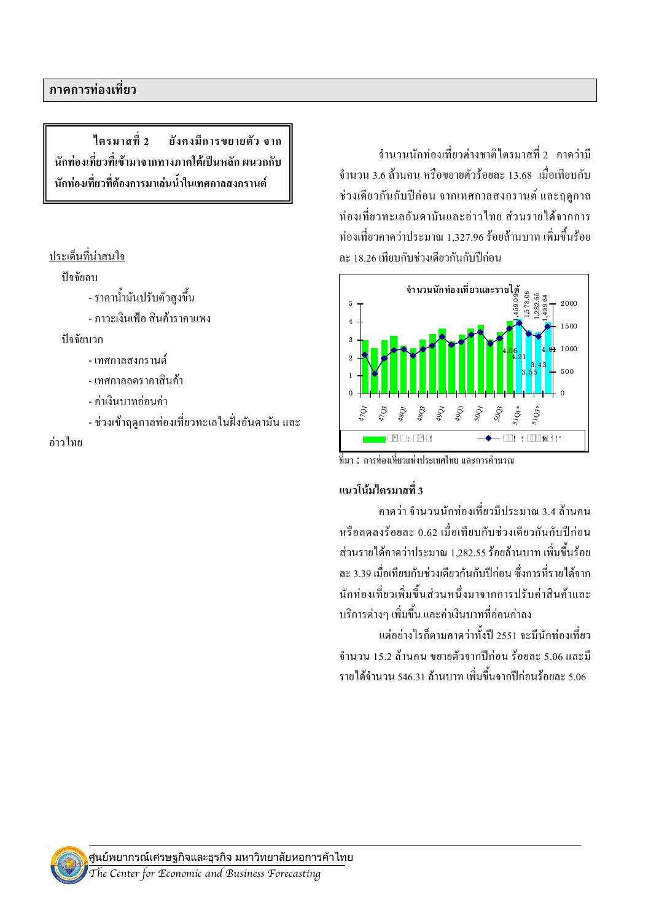## ภาคการท่องเที่ยว

**ไตรมาสที่ 2 ยังคงมีการขยายตัว จากนักท่องเที่ยวที่เข้ามาจากทางภาคใต้เป็นหลัก ผนวกกับนักท่องเที่ยวที่ต้องการมาเล่นน้ำในเทศกาลสงกรานต์**

<u>ประเด็นที่น่าสนใจ</u>

ปัจจัยลบ

- ราคาน้ำมันปรับตัวสูงขึ้น
- ภาวะเงินเฟ้อ สินค้าราคาแพง

ปัจจัยบวก

- เทศกาลสงกรานต์
- เทศกาลลดราคาสินค้า
- ค่าเงินบาทอ่อนค่า
- ช่วงเข้าฤดูกาลท่องเที่ยวทะเลในฝั่งอันดามัน และอ่าวไทย

จำนวนนักท่องเที่ยวต่างชาติไตรมาสที่ 2 คาดว่ามีจำนวน 3.6 ล้านคน หรือขยายตัวร้อยละ 13.68 เมื่อเทียบกับช่วงเดียวกันกับปีก่อน จากเทศกาลสงกรานต์ และฤดูกาลท่องเที่ยวทะเลอันดามันและอ่าวไทย ส่วนรายได้จากการท่องเที่ยวคาดว่าประมาณ 1,327.96 ร้อยล้านบาท เพิ่มขึ้นร้อยละ 18.26 เทียบกับช่วงเดียวกันกับปีก่อน

**จำนวนนักท่องเที่ยวและรายได้**

ที่มา : การท่องเที่ยวแห่งประเทศไทย และการคำนวณ

### แนวโน้มไตรมาสที่ 3

คาดว่า จำนวนนักท่องเที่ยวมีประมาณ 3.4 ล้านคน หรือลดลงร้อยละ 0.62 เมื่อเทียบกับช่วงเดียวกันกับปีก่อน ส่วนรายได้คาดว่าประมาณ 1,282.55 ร้อยล้านบาท เพิ่มขึ้นร้อยละ 3.39 เมื่อเทียบกับช่วงเดียวกันกับปีก่อน ซึ่งการที่รายได้จากนักท่องเที่ยวเพิ่มขึ้นส่วนหนึ่งมาจากการปรับค่าสินค้าและบริการต่างๆ เพิ่มขึ้น และค่าเงินบาทที่อ่อนค่าลง

แต่อย่างไรก็ตามคาดว่าทั้งปี 2551 จะมีนักท่องเที่ยวจำนวน 15.2 ล้านคน ขยายตัวจากปีก่อน ร้อยละ 5.06 และมีรายได้จำนวน 546.31 ล้านบาท เพิ่มขึ้นจากปีก่อนร้อยละ 5.06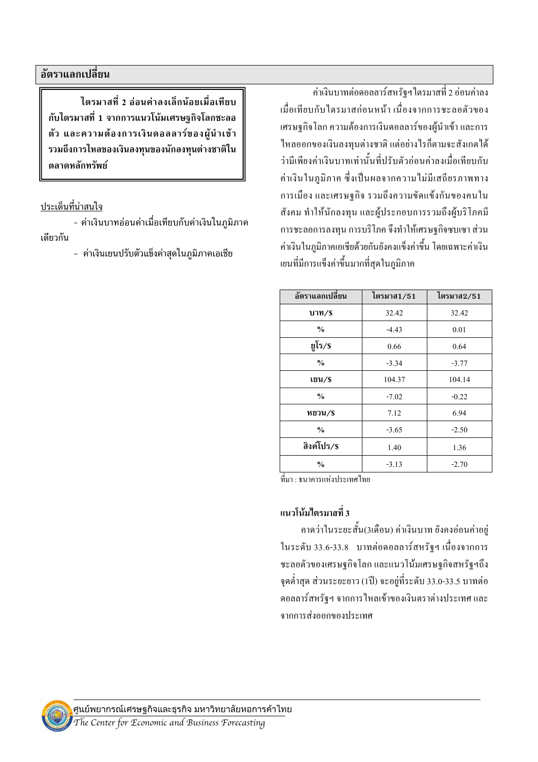## อัตราแลกเปลี่ยน

**ไตรมาสที่ 2 อ่อนค่าลงเล็กน้อยเมื่อเทียบกับไตรมาสที่ 1 จากการแนวโน้มเศรษฐกิจโลกชะลอตัว และความต้องการเงินดอลลาร์ของผู้นำเข้า รวมถึงการไหลของเงินลงทุนของนักลงทุนต่างชาติในตลาดหลักทรัพย์**

ประเด็นที่น่าสนใจ

- ค่าเงินบาทอ่อนค่าเมื่อเทียบกับค่าเงินในภูมิภาคเดียวกัน
- ค่าเงินเยนปรับตัวแข็งค่าสุดในภูมิภาคเอเชีย

ค่าเงินบาทต่อดอลลาร์สหรัฐฯไตรมาสที่ 2 อ่อนค่าลงเมื่อเทียบกับไตรมาสก่อนหน้า เนื่องจากการชะลอตัวของเศรษฐกิจโลก ความต้องการเงินดอลลาร์ของผู้นำเข้า และการไหลออกของเงินลงทุนต่างชาติ แต่อย่างไรก็ตามจะสังเกตได้ว่ามีเพียงค่าเงินบาทเท่านั้นที่ปรับตัวอ่อนค่าลงเมื่อเทียบกับค่าเงินในภูมิภาค ซึ่งเป็นผลจากความไม่มีเสถียรภาพทางการเมือง และเศรษฐกิจ รวมถึงความขัดแข้งกันของคนในสังคม ทำให้นักลงทุน และผู้ประกอบการรวมถึงผู้บริโภคมีการชะลอการลงทุน การบริโภค จึงทำให้เศรษฐกิจซบเซา ส่วนค่าเงินในภูมิภาคเอเชียด้วยกันยังคงแข็งค่าขึ้น โดยเฉพาะค่าเงินเยนที่มีการแข็งค่าขึ้นมากที่สุดในภูมิภาค

| อัตราแลกเปลี่ยน | ไตรมาส1/51 | ไตรมาส2/51 |
|---|---|---|
| **บาท/$** | 32.42 | 32.42 |
| **%** | -4.43 | 0.01 |
| **ยูโร/$** | 0.66 | 0.64 |
| **%** | -3.34 | -3.77 |
| **เยน/$** | 104.37 | 104.14 |
| **%** | -7.02 | -0.22 |
| **หยวน/$** | 7.12 | 6.94 |
| **%** | -3.65 | -2.50 |
| **สิงค์โปร/$** | 1.40 | 1.36 |
| **%** | -3.13 | -2.70 |

ที่มา : ธนาคารแห่งประเทศไทย

### แนวโน้มไตรมาสที่ 3

คาดว่าในระยะสั้น(3เดือน) ค่าเงินบาท ยังคงอ่อนค่าอยู่ในระดับ 33.6-33.8 บาทต่อดอลลาร์สหรัฐฯ เนื่องจากการชะลอตัวของเศรษฐกิจโลก และแนวโน้มเศรษฐกิจสหรัฐฯถึงจุดต่ำสุด ส่วนระยะยาว (1ปี) จะอยู่ที่ระดับ 33.0-33.5 บาทต่อดอลลาร์สหรัฐฯ จากการไหลเข้าของเงินตราต่างประเทศ และจากการส่งออกของประเทศ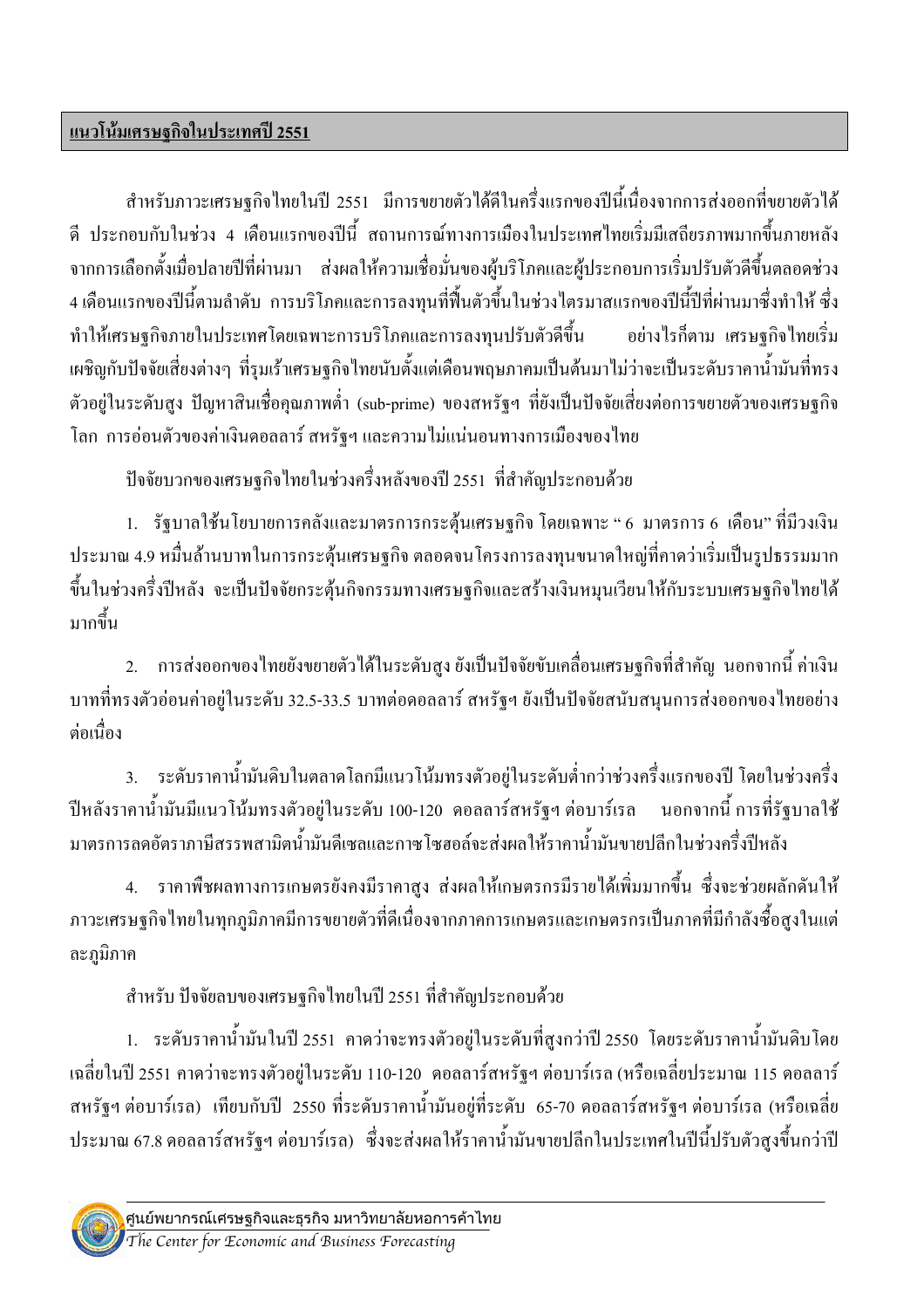## แนวโน้มเศรษฐกิจในประเทศปี 2551

สำหรับภาวะเศรษฐกิจไทยในปี 2551 มีการขยายตัวได้ดีในครึ่งแรกของปีนี้เนื่องจากการส่งออกที่ขยายตัวได้ดี ประกอบกับในช่วง 4 เดือนแรกของปีนี้ สถานการณ์ทางการเมืองในประเทศไทยเริ่มมีเสถียรภาพมากขึ้นภายหลังจากการเลือกตั้งเมื่อปลายปีที่ผ่านมา ส่งผลให้ความเชื่อมั่นของผู้บริโภคและผู้ประกอบการเริ่มปรับตัวดีขึ้นตลอดช่วง 4 เดือนแรกของปีนี้ตามลำดับ การบริโภคและการลงทุนที่ฟื้นตัวขึ้นในช่วงไตรมาสแรกของปีนี้ปีที่ผ่านมาซึ่งทำให้ ซึ่งทำให้เศรษฐกิจภายในประเทศโดยเฉพาะการบริโภคและการลงทุนปรับตัวดีขึ้น อย่างไรก็ตาม เศรษฐกิจไทยเริ่มเผชิญกับปัจจัยเสี่ยงต่างๆ ที่รุมเร้าเศรษฐกิจไทยนับตั้งแต่เดือนพฤษภาคมเป็นต้นมาไม่ว่าจะเป็นระดับราคาน้ำมันที่ทรงตัวอยู่ในระดับสูง ปัญหาสินเชื่อคุณภาพต่ำ (sub-prime) ของสหรัฐฯ ที่ยังเป็นปัจจัยเสี่ยงต่อการขยายตัวของเศรษฐกิจโลก การอ่อนตัวของค่าเงินดอลลาร์ สหรัฐฯ และความไม่แน่นอนทางการเมืองของไทย

ปัจจัยบวกของเศรษฐกิจไทยในช่วงครึ่งหลังของปี 2551 ที่สำคัญประกอบด้วย

1. รัฐบาลใช้นโยบายการคลังและมาตรการกระตุ้นเศรษฐกิจ โดยเฉพาะ " 6 มาตรการ 6 เดือน" ที่มีวงเงินประมาณ 4.9 หมื่นล้านบาทในการกระตุ้นเศรษฐกิจ ตลอดจนโครงการลงทุนขนาดใหญ่ที่คาดว่าเริ่มเป็นรูปธรรมมากขึ้นในช่วงครึ่งปีหลัง จะเป็นปัจจัยกระตุ้นกิจกรรมทางเศรษฐกิจและสร้างเงินหมุนเวียนให้กับระบบเศรษฐกิจไทยได้มากขึ้น

2. การส่งออกของไทยยังขยายตัวได้ในระดับสูง ยังเป็นปัจจัยขับเคลื่อนเศรษฐกิจที่สำคัญ นอกจากนี้ ค่าเงินบาทที่ทรงตัวอ่อนค่าอยู่ในระดับ 32.5-33.5 บาทต่อดอลลาร์ สหรัฐฯ ยังเป็นปัจจัยสนับสนุนการส่งออกของไทยอย่างต่อเนื่อง

3. ระดับราคาน้ำมันดิบในตลาดโลกมีแนวโน้มทรงตัวอยู่ในระดับต่ำกว่าช่วงครึ่งแรกของปี โดยในช่วงครึ่งปีหลังราคาน้ำมันมีแนวโน้มทรงตัวอยู่ในระดับ 100-120 ดอลลาร์สหรัฐฯ ต่อบาร์เรล นอกจากนี้ การที่รัฐบาลใช้มาตรการลดอัตราภาษีสรรพสามิตน้ำมันดีเซลและกาซโซฮอล์จะส่งผลให้ราคาน้ำมันขายปลีกในช่วงครึ่งปีหลัง

4. ราคาพืชผลทางการเกษตรยังคงมีราคาสูง ส่งผลให้เกษตรกรมีรายได้เพิ่มมากขึ้น ซึ่งจะช่วยผลักดันให้ภาวะเศรษฐกิจไทยในทุกภูมิภาคมีการขยายตัวที่ดีเนื่องจากภาคการเกษตรและเกษตรกรเป็นภาคที่มีกำลังซื้อสูงในแต่ละภูมิภาค

สำหรับ ปัจจัยลบของเศรษฐกิจไทยในปี 2551 ที่สำคัญประกอบด้วย

1. ระดับราคาน้ำมันในปี 2551 คาดว่าจะทรงตัวอยู่ในระดับที่สูงกว่าปี 2550 โดยระดับราคาน้ำมันดิบโดยเฉลี่ยในปี 2551 คาดว่าจะทรงตัวอยู่ในระดับ 110-120 ดอลลาร์สหรัฐฯ ต่อบาร์เรล (หรือเฉลี่ยประมาณ 115 ดอลลาร์สหรัฐฯ ต่อบาร์เรล) เทียบกับปี 2550 ที่ระดับราคาน้ำมันอยู่ที่ระดับ 65-70 ดอลลาร์สหรัฐฯ ต่อบาร์เรล (หรือเฉลี่ยประมาณ 67.8 ดอลลาร์สหรัฐฯ ต่อบาร์เรล) ซึ่งจะส่งผลให้ราคาน้ำมันขายปลีกในประเทศในปีนี้ปรับตัวสูงขึ้นกว่าปี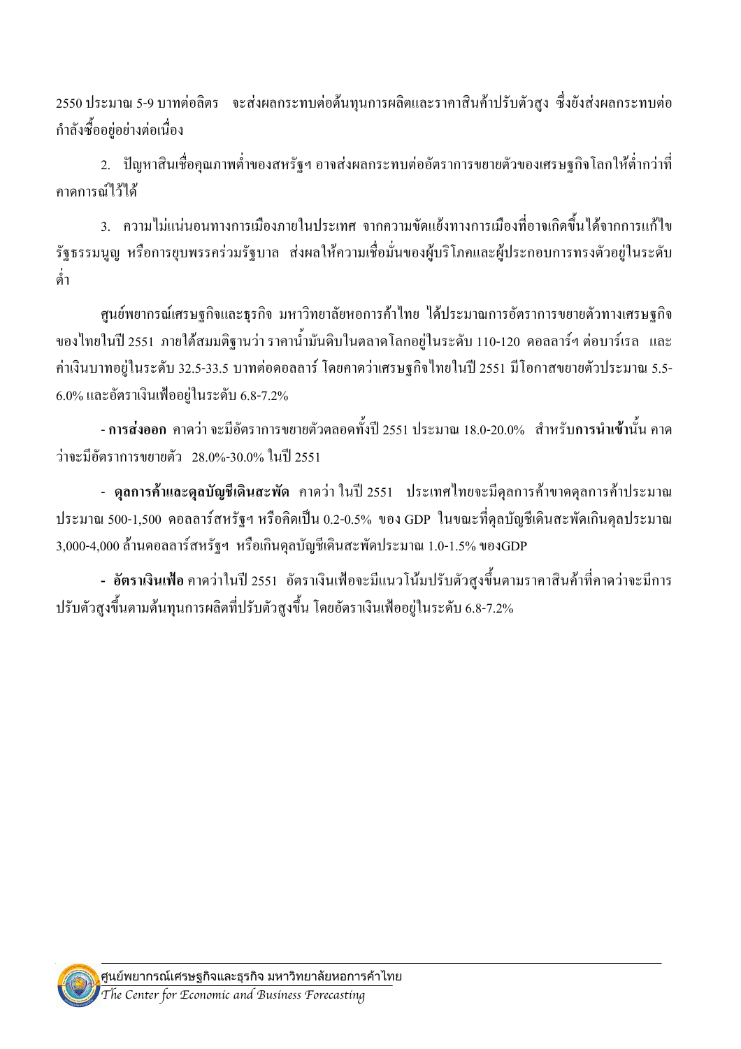2550 ประมาณ 5-9 บาทต่อลิตร จะส่งผลกระทบต่อต้นทุนการผลิตและราคาสินค้าปรับตัวสูง ซึ่งยังส่งผลกระทบต่อกำลังซื้ออยู่อย่างต่อเนื่อง

2. ปัญหาสินเชื่อคุณภาพต่ำของสหรัฐฯ อาจส่งผลกระทบต่ออัตราการขยายตัวของเศรษฐกิจโลกให้ต่ำกว่าที่คาดการณ์ไว้ได้

3. ความไม่แน่นอนทางการเมืองภายในประเทศ จากความขัดแย้งทางการเมืองที่อาจเกิดขึ้นได้จากการแก้ไขรัฐธรรมนูญ หรือการยุบพรรคร่วมรัฐบาล ส่งผลให้ความเชื่อมั่นของผู้บริโภคและผู้ประกอบการทรงตัวอยู่ในระดับต่ำ

ศูนย์พยากรณ์เศรษฐกิจและธุรกิจ มหาวิทยาลัยหอการค้าไทย ได้ประมาณการอัตราการขยายตัวทางเศรษฐกิจของไทยในปี 2551 ภายใต้สมมติฐานว่า ราคาน้ำมันดิบในตลาดโลกอยู่ในระดับ 110-120 ดอลลาร์ฯ ต่อบาร์เรล และค่าเงินบาทอยู่ในระดับ 32.5-33.5 บาทต่อดอลลาร์ โดยคาดว่าเศรษฐกิจไทยในปี 2551 มีโอกาสขยายตัวประมาณ 5.5-6.0% และอัตราเงินเฟ้ออยู่ในระดับ 6.8-7.2%

- **การส่งออก** คาดว่า จะมีอัตราการขยายตัวตลอดทั้งปี 2551 ประมาณ 18.0-20.0% สำหรับ**การนำเข้า**นั้น คาดว่าจะมีอัตราการขยายตัว 28.0%-30.0% ในปี 2551

- **ดุลการค้าและดุลบัญชีเดินสะพัด** คาดว่า ในปี 2551 ประเทศไทยจะมีดุลการค้าขาดดุลการค้าประมาณประมาณ 500-1,500 ดอลลาร์สหรัฐฯ หรือคิดเป็น 0.2-0.5% ของ GDP ในขณะที่ดุลบัญชีเดินสะพัดเกินดุลประมาณ 3,000-4,000 ล้านดอลลาร์สหรัฐฯ หรือเกินดุลบัญชีเดินสะพัดประมาณ 1.0-1.5% ของGDP

- **อัตราเงินเฟ้อ** คาดว่าในปี 2551 อัตราเงินเฟ้อจะมีแนวโน้มปรับตัวสูงขึ้นตามราคาสินค้าที่คาดว่าจะมีการปรับตัวสูงขึ้นตามต้นทุนการผลิตที่ปรับตัวสูงขึ้น โดยอัตราเงินเฟ้ออยู่ในระดับ 6.8-7.2%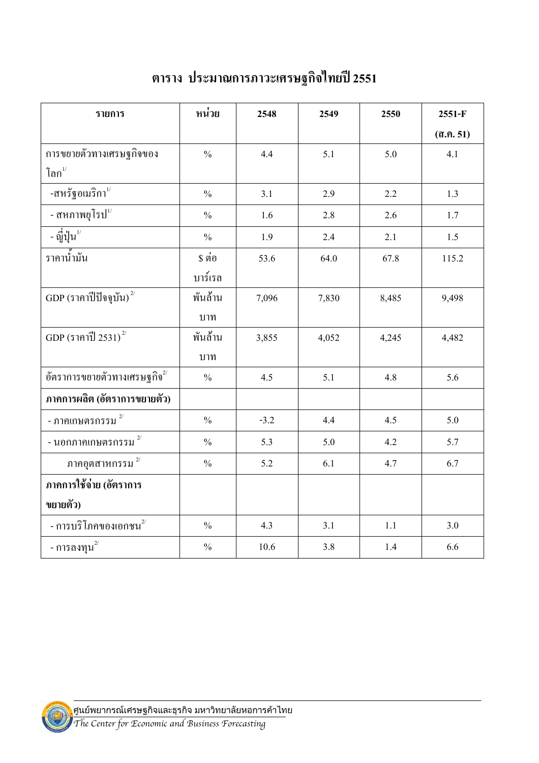# ตาราง ประมาณการภาวะเศรษฐกิจไทยปี 2551

| รายการ | หน่วย | 2548 | 2549 | 2550 | 2551-F (ส.ค. 51) |
|---|---|---|---|---|---|
| การขยายตัวทางเศรษฐกิจของโลก[1/] | % | 4.4 | 5.1 | 5.0 | 4.1 |
| -สหรัฐอเมริกา[1/] | % | 3.1 | 2.9 | 2.2 | 1.3 |
| - สหภาพยุโรป[1/] | % | 1.6 | 2.8 | 2.6 | 1.7 |
| - ญี่ปุ่น[1/] | % | 1.9 | 2.4 | 2.1 | 1.5 |
| ราคาน้ำมัน | $ ต่อบาร์เรล | 53.6 | 64.0 | 67.8 | 115.2 |
| GDP (ราคาปีปัจจุบัน)[2/] | พันล้านบาท | 7,096 | 7,830 | 8,485 | 9,498 |
| GDP (ราคาปี 2531)[2/] | พันล้านบาท | 3,855 | 4,052 | 4,245 | 4,482 |
| อัตราการขยายตัวทางเศรษฐกิจ[2/] | % | 4.5 | 5.1 | 4.8 | 5.6 |
| **ภาคการผลิต (อัตราการขยายตัว)** | | | | | |
| - ภาคเกษตรกรรม[2/] | % | -3.2 | 4.4 | 4.5 | 5.0 |
| - นอกภาคเกษตรกรรม[2/] | % | 5.3 | 5.0 | 4.2 | 5.7 |
| ภาคอุตสาหกรรม[2/] | % | 5.2 | 6.1 | 4.7 | 6.7 |
| **ภาคการใช้จ่าย (อัตราการขยายตัว)** | | | | | |
| - การบริโภคของเอกชน[2/] | % | 4.3 | 3.1 | 1.1 | 3.0 |
| - การลงทุน[2/] | % | 10.6 | 3.8 | 1.4 | 6.6 |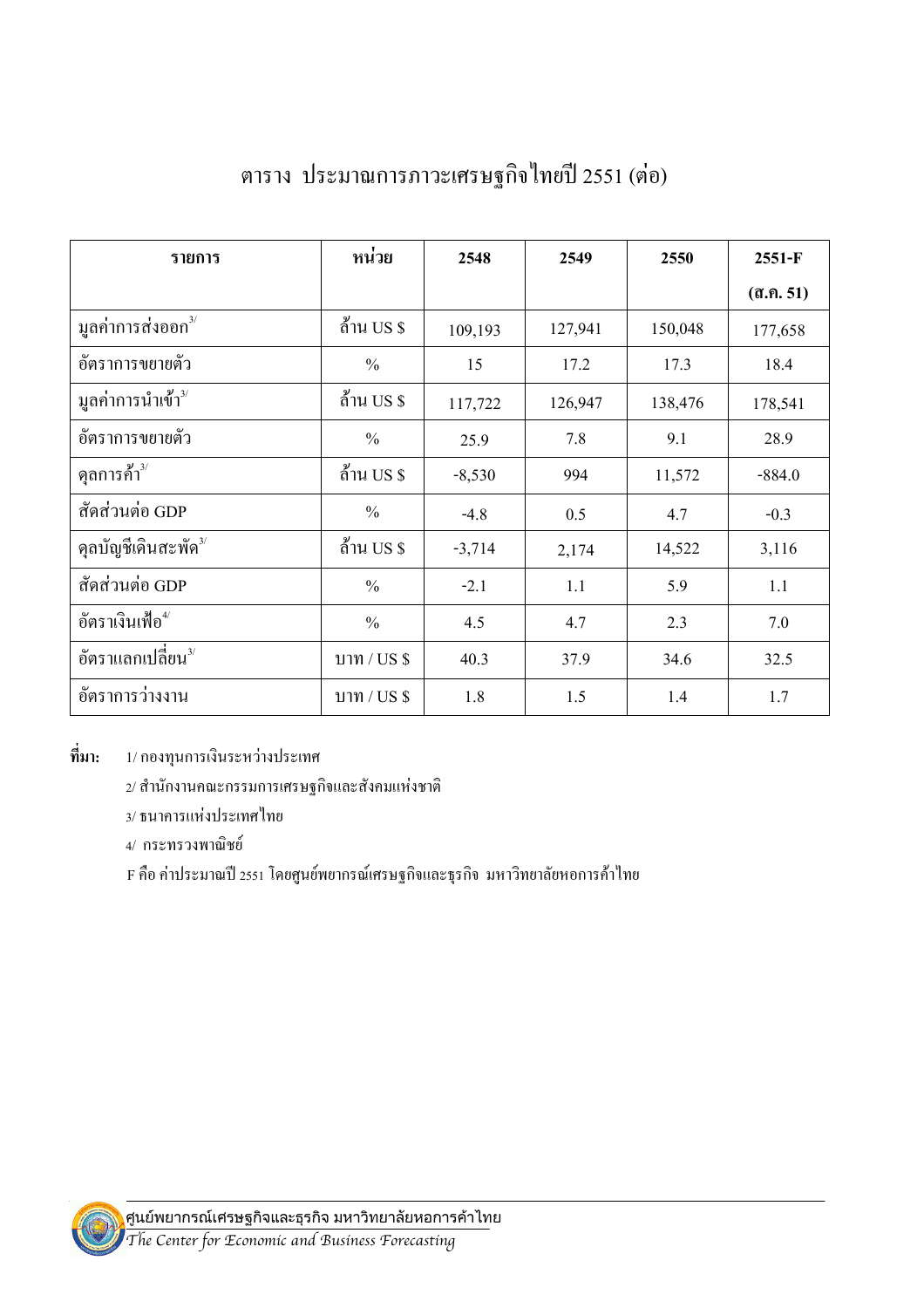# ตาราง ประมาณการภาวะเศรษฐกิจไทยปี 2551 (ต่อ)

| รายการ | หน่วย | 2548 | 2549 | 2550 | 2551-F (ส.ค. 51) |
|---|---|---|---|---|---|
| มูลค่าการส่งออก[3/] | ล้าน US $ | 109,193 | 127,941 | 150,048 | 177,658 |
| อัตราการขยายตัว | % | 15 | 17.2 | 17.3 | 18.4 |
| มูลค่าการนำเข้า[3/] | ล้าน US $ | 117,722 | 126,947 | 138,476 | 178,541 |
| อัตราการขยายตัว | % | 25.9 | 7.8 | 9.1 | 28.9 |
| ดุลการค้า[3/] | ล้าน US $ | -8,530 | 994 | 11,572 | -884.0 |
| สัดส่วนต่อ GDP | % | -4.8 | 0.5 | 4.7 | -0.3 |
| ดุลบัญชีเดินสะพัด[3/] | ล้าน US $ | -3,714 | 2,174 | 14,522 | 3,116 |
| สัดส่วนต่อ GDP | % | -2.1 | 1.1 | 5.9 | 1.1 |
| อัตราเงินเฟ้อ[4/] | % | 4.5 | 4.7 | 2.3 | 7.0 |
| อัตราแลกเปลี่ยน[3/] | บาท / US $ | 40.3 | 37.9 | 34.6 | 32.5 |
| อัตราการว่างงาน | บาท / US $ | 1.8 | 1.5 | 1.4 | 1.7 |

**ที่มา:** 1/ กองทุนการเงินระหว่างประเทศ

2/ สำนักงานคณะกรรมการเศรษฐกิจและสังคมแห่งชาติ

3/ ธนาคารแห่งประเทศไทย

4/ กระทรวงพาณิชย์

F คือ ค่าประมาณปี 2551 โดยศูนย์พยากรณ์เศรษฐกิจและธุรกิจ มหาวิทยาลัยหอการค้าไทย